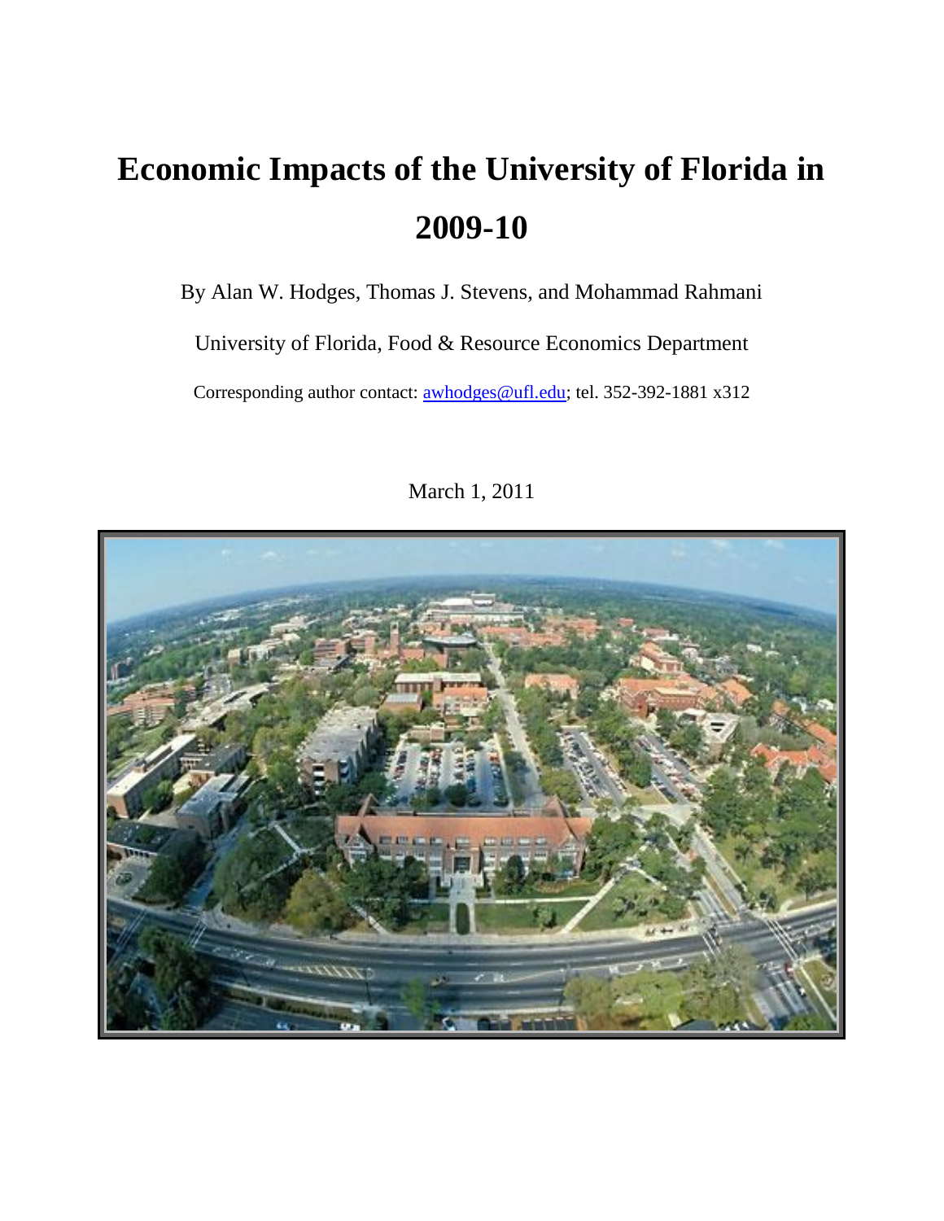# Economic Impacts of the University of Florida in 2009-10

By Alan W. Hodges, Thomas J. Stevens, and Mohammad Rahmani

University of Florida, Food & Resource Economics Department

Corresponding author contact: awhodges@ufl.edu; tel. 352-392-1881 x312

March 1, 2011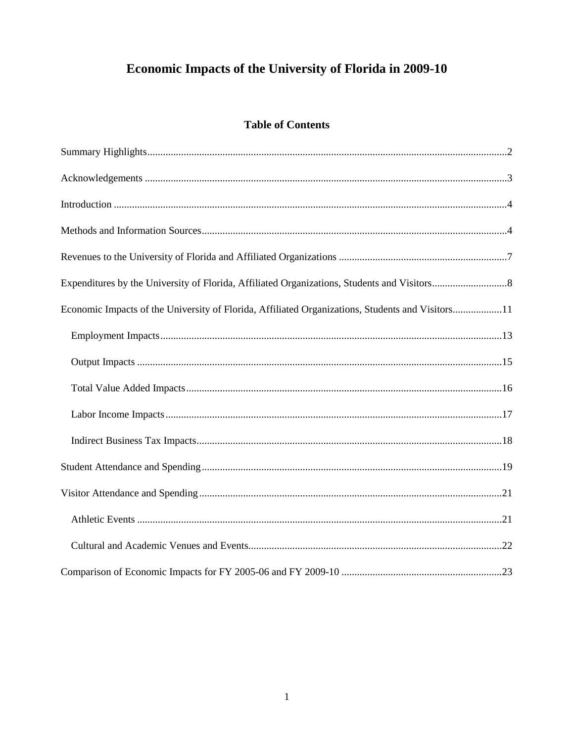# Economic Impacts of the University of Florida in 2009-10

## Table of Contents

Summary Highlights....................2

Acknowledgements....................3

Introduction....................4

Methods and Information Sources....................4

Revenues to the University of Florida and Affiliated Organizations....................7

Expenditures by the University of Florida, Affiliated Organizations, Students and Visitors....................8

Economic Impacts of the University of Florida, Affiliated Organizations, Students and Visitors....................11

- Employment Impacts....................13
- Output Impacts....................15
- Total Value Added Impacts....................16
- Labor Income Impacts....................17
- Indirect Business Tax Impacts....................18

Student Attendance and Spending....................19

Visitor Attendance and Spending....................21

- Athletic Events....................21
- Cultural and Academic Venues and Events....................22

Comparison of Economic Impacts for FY 2005-06 and FY 2009-10....................23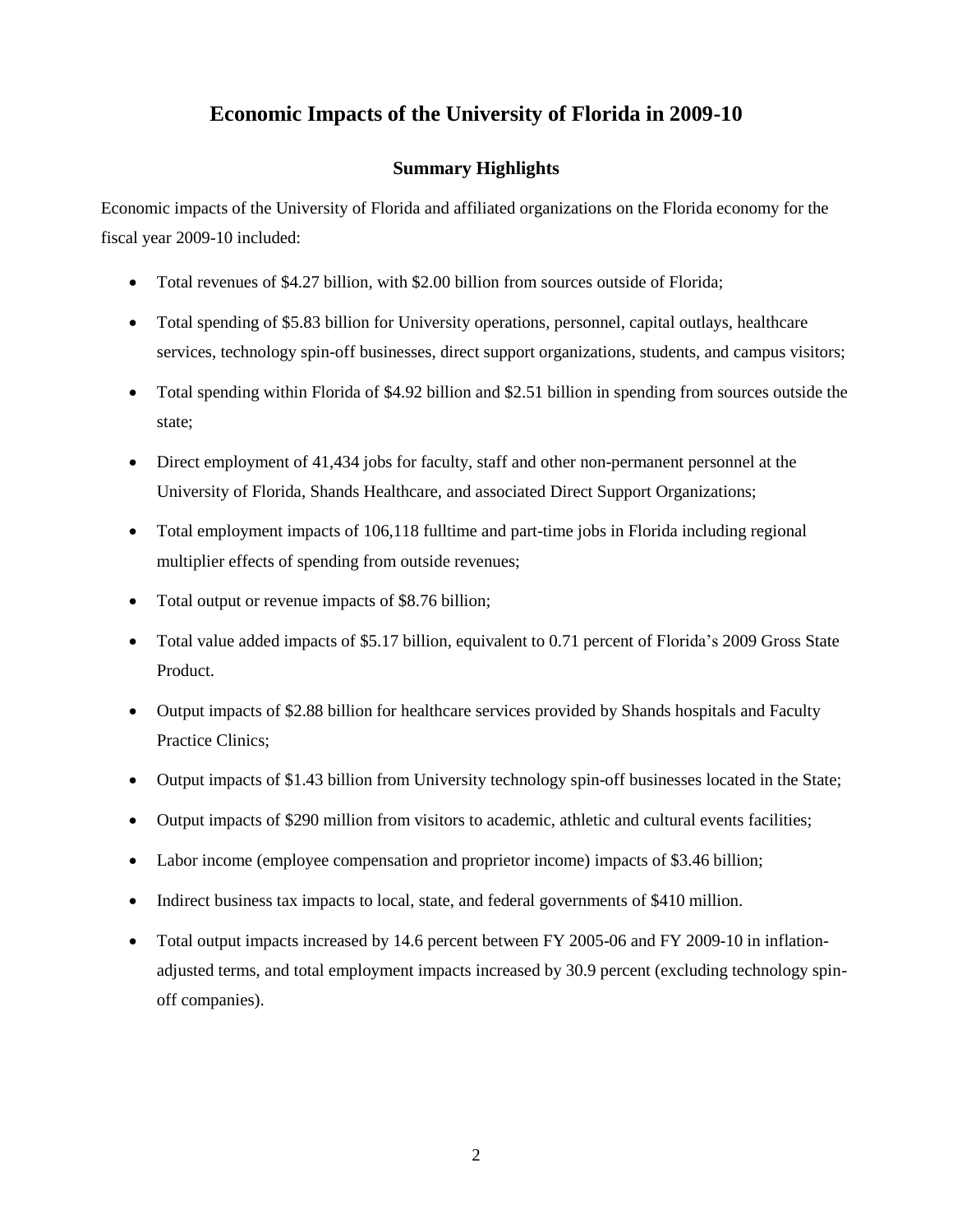# Economic Impacts of the University of Florida in 2009-10

## Summary Highlights

Economic impacts of the University of Florida and affiliated organizations on the Florida economy for the fiscal year 2009-10 included:

- Total revenues of $4.27 billion, with $2.00 billion from sources outside of Florida;
- Total spending of $5.83 billion for University operations, personnel, capital outlays, healthcare services, technology spin-off businesses, direct support organizations, students, and campus visitors;
- Total spending within Florida of $4.92 billion and $2.51 billion in spending from sources outside the state;
- Direct employment of 41,434 jobs for faculty, staff and other non-permanent personnel at the University of Florida, Shands Healthcare, and associated Direct Support Organizations;
- Total employment impacts of 106,118 fulltime and part-time jobs in Florida including regional multiplier effects of spending from outside revenues;
- Total output or revenue impacts of $8.76 billion;
- Total value added impacts of $5.17 billion, equivalent to 0.71 percent of Florida's 2009 Gross State Product.
- Output impacts of $2.88 billion for healthcare services provided by Shands hospitals and Faculty Practice Clinics;
- Output impacts of $1.43 billion from University technology spin-off businesses located in the State;
- Output impacts of $290 million from visitors to academic, athletic and cultural events facilities;
- Labor income (employee compensation and proprietor income) impacts of $3.46 billion;
- Indirect business tax impacts to local, state, and federal governments of $410 million.
- Total output impacts increased by 14.6 percent between FY 2005-06 and FY 2009-10 in inflation-adjusted terms, and total employment impacts increased by 30.9 percent (excluding technology spin-off companies).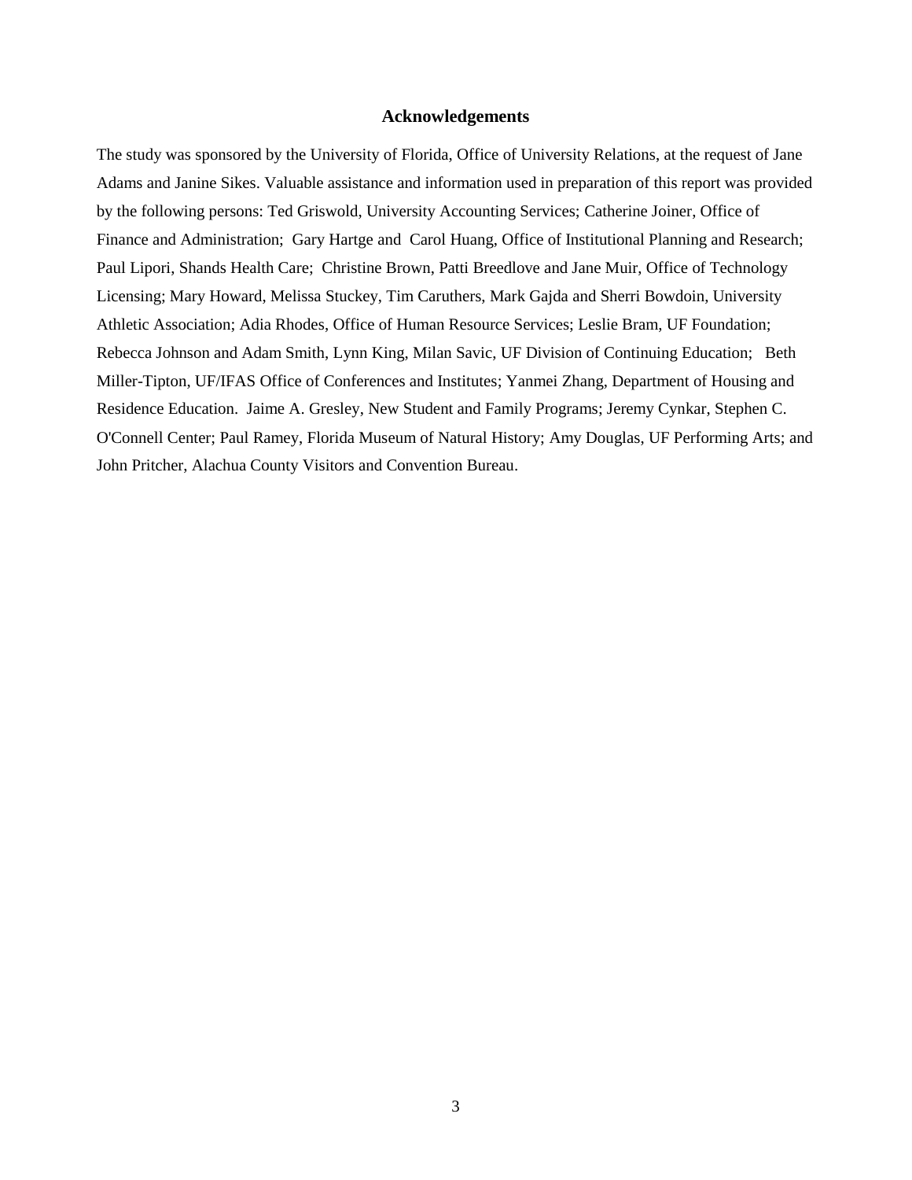## Acknowledgements

The study was sponsored by the University of Florida, Office of University Relations, at the request of Jane Adams and Janine Sikes. Valuable assistance and information used in preparation of this report was provided by the following persons: Ted Griswold, University Accounting Services; Catherine Joiner, Office of Finance and Administration; Gary Hartge and Carol Huang, Office of Institutional Planning and Research; Paul Lipori, Shands Health Care; Christine Brown, Patti Breedlove and Jane Muir, Office of Technology Licensing; Mary Howard, Melissa Stuckey, Tim Caruthers, Mark Gajda and Sherri Bowdoin, University Athletic Association; Adia Rhodes, Office of Human Resource Services; Leslie Bram, UF Foundation; Rebecca Johnson and Adam Smith, Lynn King, Milan Savic, UF Division of Continuing Education; Beth Miller-Tipton, UF/IFAS Office of Conferences and Institutes; Yanmei Zhang, Department of Housing and Residence Education. Jaime A. Gresley, New Student and Family Programs; Jeremy Cynkar, Stephen C. O'Connell Center; Paul Ramey, Florida Museum of Natural History; Amy Douglas, UF Performing Arts; and John Pritcher, Alachua County Visitors and Convention Bureau.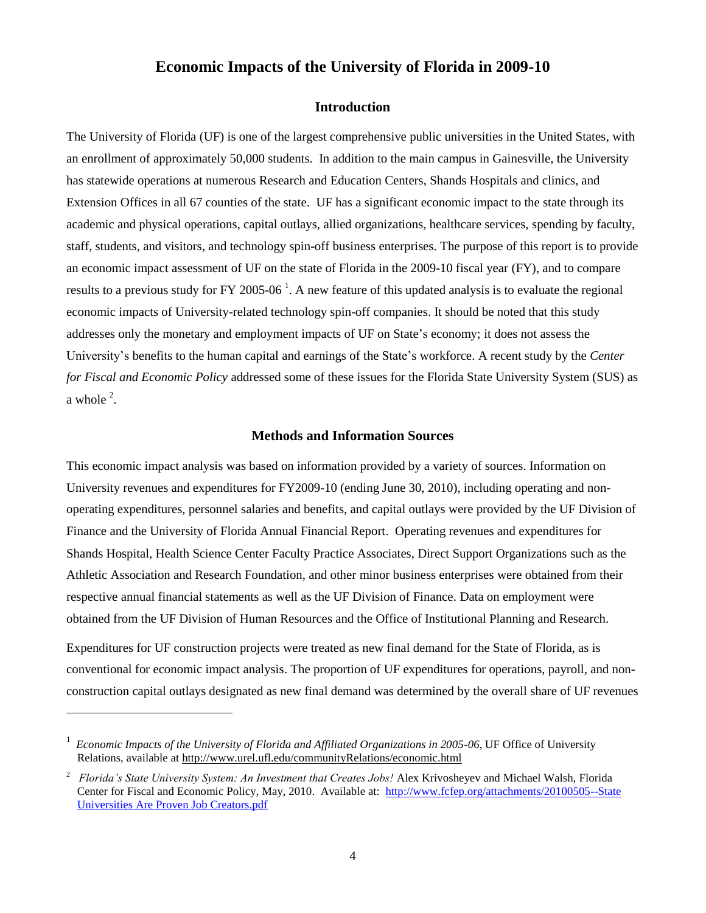# Economic Impacts of the University of Florida in 2009-10

## Introduction

The University of Florida (UF) is one of the largest comprehensive public universities in the United States, with an enrollment of approximately 50,000 students. In addition to the main campus in Gainesville, the University has statewide operations at numerous Research and Education Centers, Shands Hospitals and clinics, and Extension Offices in all 67 counties of the state. UF has a significant economic impact to the state through its academic and physical operations, capital outlays, allied organizations, healthcare services, spending by faculty, staff, students, and visitors, and technology spin-off business enterprises. The purpose of this report is to provide an economic impact assessment of UF on the state of Florida in the 2009-10 fiscal year (FY), and to compare results to a previous study for FY 2005-06 [1]. A new feature of this updated analysis is to evaluate the regional economic impacts of University-related technology spin-off companies. It should be noted that this study addresses only the monetary and employment impacts of UF on State's economy; it does not assess the University's benefits to the human capital and earnings of the State's workforce. A recent study by the *Center for Fiscal and Economic Policy* addressed some of these issues for the Florida State University System (SUS) as a whole [2].

## Methods and Information Sources

This economic impact analysis was based on information provided by a variety of sources. Information on University revenues and expenditures for FY2009-10 (ending June 30, 2010), including operating and non-operating expenditures, personnel salaries and benefits, and capital outlays were provided by the UF Division of Finance and the University of Florida Annual Financial Report. Operating revenues and expenditures for Shands Hospital, Health Science Center Faculty Practice Associates, Direct Support Organizations such as the Athletic Association and Research Foundation, and other minor business enterprises were obtained from their respective annual financial statements as well as the UF Division of Finance. Data on employment were obtained from the UF Division of Human Resources and the Office of Institutional Planning and Research.

Expenditures for UF construction projects were treated as new final demand for the State of Florida, as is conventional for economic impact analysis. The proportion of UF expenditures for operations, payroll, and non-construction capital outlays designated as new final demand was determined by the overall share of UF revenues

---

[1] *Economic Impacts of the University of Florida and Affiliated Organizations in 2005-06*, UF Office of University Relations, available at http://www.urel.ufl.edu/communityRelations/economic.html

[2] *Florida's State University System: An Investment that Creates Jobs!* Alex Krivosheyev and Michael Walsh, Florida Center for Fiscal and Economic Policy, May, 2010. Available at: http://www.fcfep.org/attachments/20100505--State Universities Are Proven Job Creators.pdf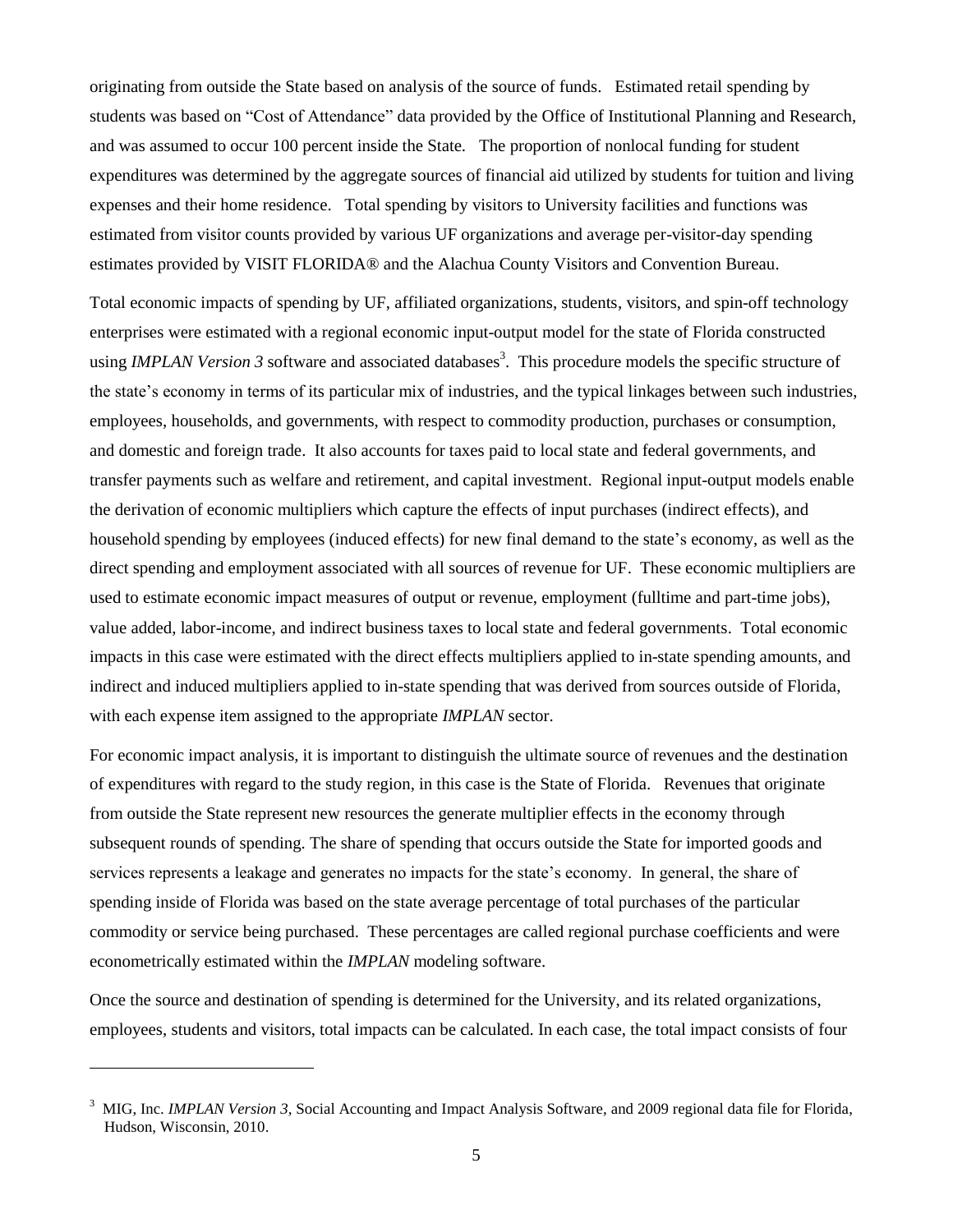originating from outside the State based on analysis of the source of funds. Estimated retail spending by students was based on "Cost of Attendance" data provided by the Office of Institutional Planning and Research, and was assumed to occur 100 percent inside the State. The proportion of nonlocal funding for student expenditures was determined by the aggregate sources of financial aid utilized by students for tuition and living expenses and their home residence. Total spending by visitors to University facilities and functions was estimated from visitor counts provided by various UF organizations and average per-visitor-day spending estimates provided by VISIT FLORIDA® and the Alachua County Visitors and Convention Bureau.

Total economic impacts of spending by UF, affiliated organizations, students, visitors, and spin-off technology enterprises were estimated with a regional economic input-output model for the state of Florida constructed using *IMPLAN Version 3* software and associated databases[3]. This procedure models the specific structure of the state's economy in terms of its particular mix of industries, and the typical linkages between such industries, employees, households, and governments, with respect to commodity production, purchases or consumption, and domestic and foreign trade. It also accounts for taxes paid to local state and federal governments, and transfer payments such as welfare and retirement, and capital investment. Regional input-output models enable the derivation of economic multipliers which capture the effects of input purchases (indirect effects), and household spending by employees (induced effects) for new final demand to the state's economy, as well as the direct spending and employment associated with all sources of revenue for UF. These economic multipliers are used to estimate economic impact measures of output or revenue, employment (fulltime and part-time jobs), value added, labor-income, and indirect business taxes to local state and federal governments. Total economic impacts in this case were estimated with the direct effects multipliers applied to in-state spending amounts, and indirect and induced multipliers applied to in-state spending that was derived from sources outside of Florida, with each expense item assigned to the appropriate *IMPLAN* sector.

For economic impact analysis, it is important to distinguish the ultimate source of revenues and the destination of expenditures with regard to the study region, in this case is the State of Florida. Revenues that originate from outside the State represent new resources the generate multiplier effects in the economy through subsequent rounds of spending. The share of spending that occurs outside the State for imported goods and services represents a leakage and generates no impacts for the state's economy. In general, the share of spending inside of Florida was based on the state average percentage of total purchases of the particular commodity or service being purchased. These percentages are called regional purchase coefficients and were econometrically estimated within the *IMPLAN* modeling software.

Once the source and destination of spending is determined for the University, and its related organizations, employees, students and visitors, total impacts can be calculated. In each case, the total impact consists of four

---

[3] MIG, Inc. *IMPLAN Version 3*, Social Accounting and Impact Analysis Software, and 2009 regional data file for Florida, Hudson, Wisconsin, 2010.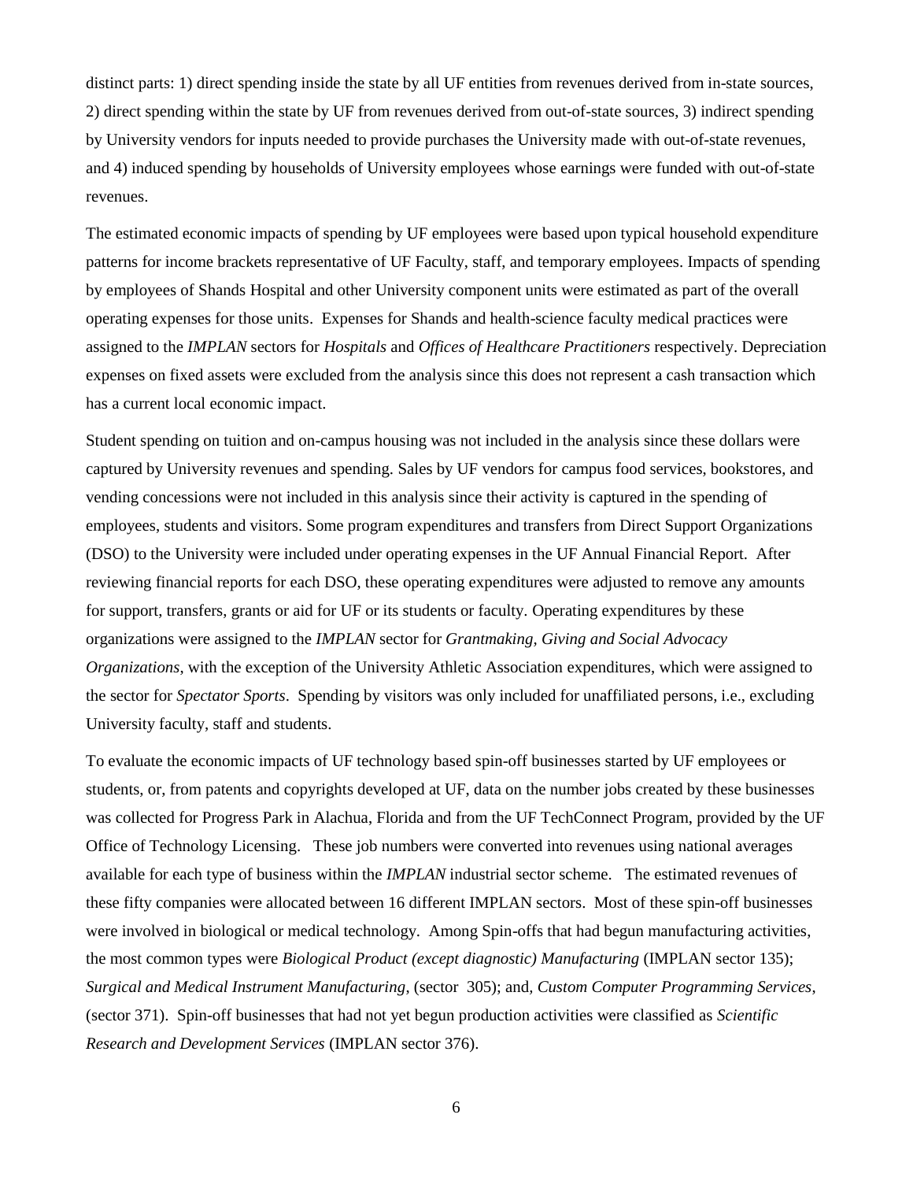distinct parts: 1) direct spending inside the state by all UF entities from revenues derived from in-state sources, 2) direct spending within the state by UF from revenues derived from out-of-state sources, 3) indirect spending by University vendors for inputs needed to provide purchases the University made with out-of-state revenues, and 4) induced spending by households of University employees whose earnings were funded with out-of-state revenues.

The estimated economic impacts of spending by UF employees were based upon typical household expenditure patterns for income brackets representative of UF Faculty, staff, and temporary employees. Impacts of spending by employees of Shands Hospital and other University component units were estimated as part of the overall operating expenses for those units. Expenses for Shands and health-science faculty medical practices were assigned to the *IMPLAN* sectors for *Hospitals* and *Offices of Healthcare Practitioners* respectively. Depreciation expenses on fixed assets were excluded from the analysis since this does not represent a cash transaction which has a current local economic impact.

Student spending on tuition and on-campus housing was not included in the analysis since these dollars were captured by University revenues and spending. Sales by UF vendors for campus food services, bookstores, and vending concessions were not included in this analysis since their activity is captured in the spending of employees, students and visitors. Some program expenditures and transfers from Direct Support Organizations (DSO) to the University were included under operating expenses in the UF Annual Financial Report. After reviewing financial reports for each DSO, these operating expenditures were adjusted to remove any amounts for support, transfers, grants or aid for UF or its students or faculty. Operating expenditures by these organizations were assigned to the *IMPLAN* sector for *Grantmaking, Giving and Social Advocacy Organizations*, with the exception of the University Athletic Association expenditures, which were assigned to the sector for *Spectator Sports*. Spending by visitors was only included for unaffiliated persons, i.e., excluding University faculty, staff and students.

To evaluate the economic impacts of UF technology based spin-off businesses started by UF employees or students, or, from patents and copyrights developed at UF, data on the number jobs created by these businesses was collected for Progress Park in Alachua, Florida and from the UF TechConnect Program, provided by the UF Office of Technology Licensing. These job numbers were converted into revenues using national averages available for each type of business within the *IMPLAN* industrial sector scheme. The estimated revenues of these fifty companies were allocated between 16 different IMPLAN sectors. Most of these spin-off businesses were involved in biological or medical technology. Among Spin-offs that had begun manufacturing activities, the most common types were *Biological Product (except diagnostic) Manufacturing* (IMPLAN sector 135); *Surgical and Medical Instrument Manufacturing*, (sector 305); and, *Custom Computer Programming Services*, (sector 371). Spin-off businesses that had not yet begun production activities were classified as *Scientific Research and Development Services* (IMPLAN sector 376).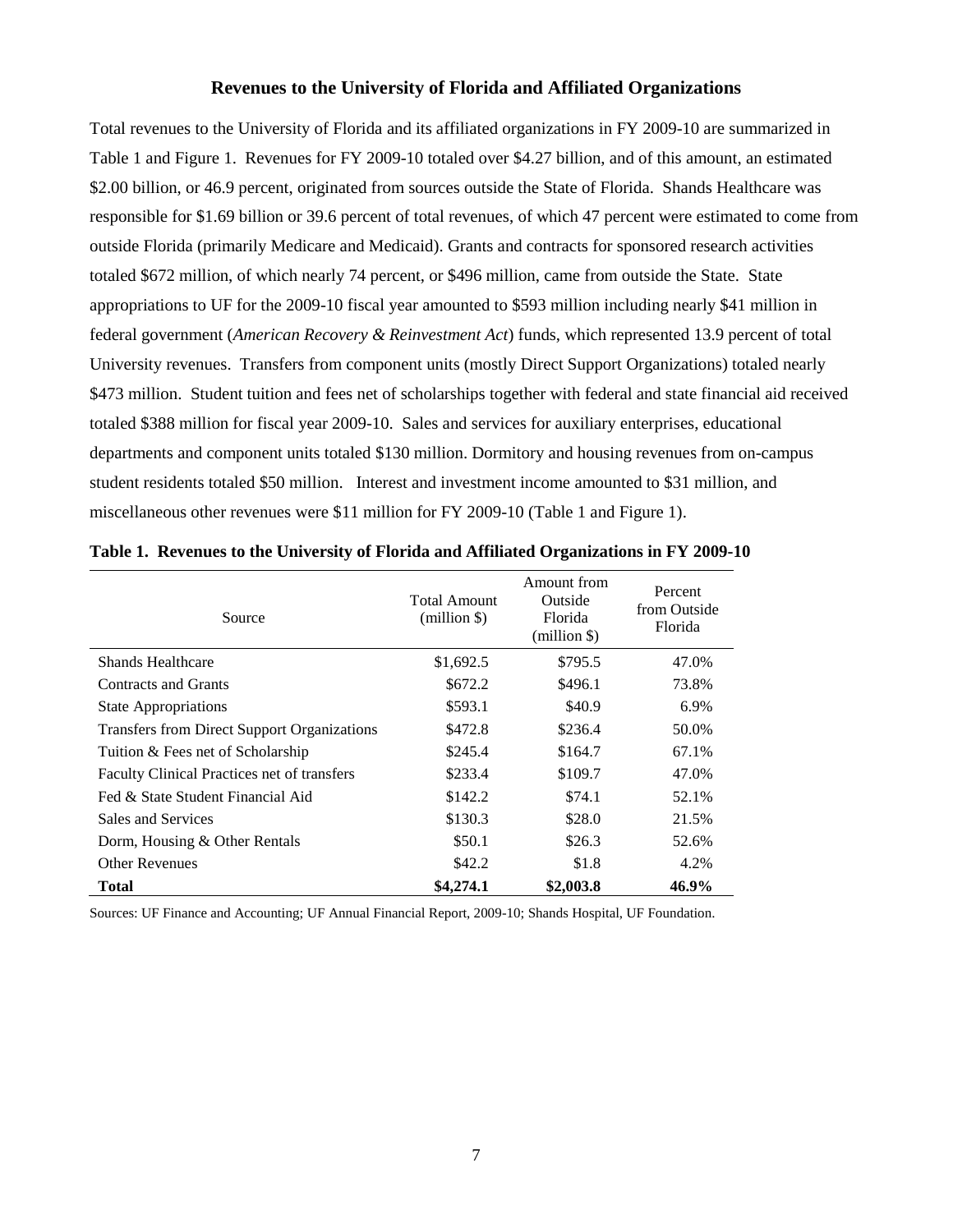## Revenues to the University of Florida and Affiliated Organizations

Total revenues to the University of Florida and its affiliated organizations in FY 2009-10 are summarized in Table 1 and Figure 1. Revenues for FY 2009-10 totaled over $4.27 billion, and of this amount, an estimated $2.00 billion, or 46.9 percent, originated from sources outside the State of Florida. Shands Healthcare was responsible for $1.69 billion or 39.6 percent of total revenues, of which 47 percent were estimated to come from outside Florida (primarily Medicare and Medicaid). Grants and contracts for sponsored research activities totaled $672 million, of which nearly 74 percent, or $496 million, came from outside the State. State appropriations to UF for the 2009-10 fiscal year amounted to $593 million including nearly $41 million in federal government (*American Recovery & Reinvestment Act*) funds, which represented 13.9 percent of total University revenues. Transfers from component units (mostly Direct Support Organizations) totaled nearly $473 million. Student tuition and fees net of scholarships together with federal and state financial aid received totaled $388 million for fiscal year 2009-10. Sales and services for auxiliary enterprises, educational departments and component units totaled $130 million. Dormitory and housing revenues from on-campus student residents totaled $50 million. Interest and investment income amounted to $31 million, and miscellaneous other revenues were $11 million for FY 2009-10 (Table 1 and Figure 1).

**Table 1. Revenues to the University of Florida and Affiliated Organizations in FY 2009-10**

| Source | Total Amount (million $) | Amount from Outside Florida (million $) | Percent from Outside Florida |
|---|---|---|---|
| Shands Healthcare | $1,692.5 | $795.5 | 47.0% |
| Contracts and Grants | $672.2 | $496.1 | 73.8% |
| State Appropriations | $593.1 | $40.9 | 6.9% |
| Transfers from Direct Support Organizations | $472.8 | $236.4 | 50.0% |
| Tuition & Fees net of Scholarship | $245.4 | $164.7 | 67.1% |
| Faculty Clinical Practices net of transfers | $233.4 | $109.7 | 47.0% |
| Fed & State Student Financial Aid | $142.2 | $74.1 | 52.1% |
| Sales and Services | $130.3 | $28.0 | 21.5% |
| Dorm, Housing & Other Rentals | $50.1 | $26.3 | 52.6% |
| Other Revenues | $42.2 | $1.8 | 4.2% |
| **Total** | **$4,274.1** | **$2,003.8** | **46.9%** |

Sources: UF Finance and Accounting; UF Annual Financial Report, 2009-10; Shands Hospital, UF Foundation.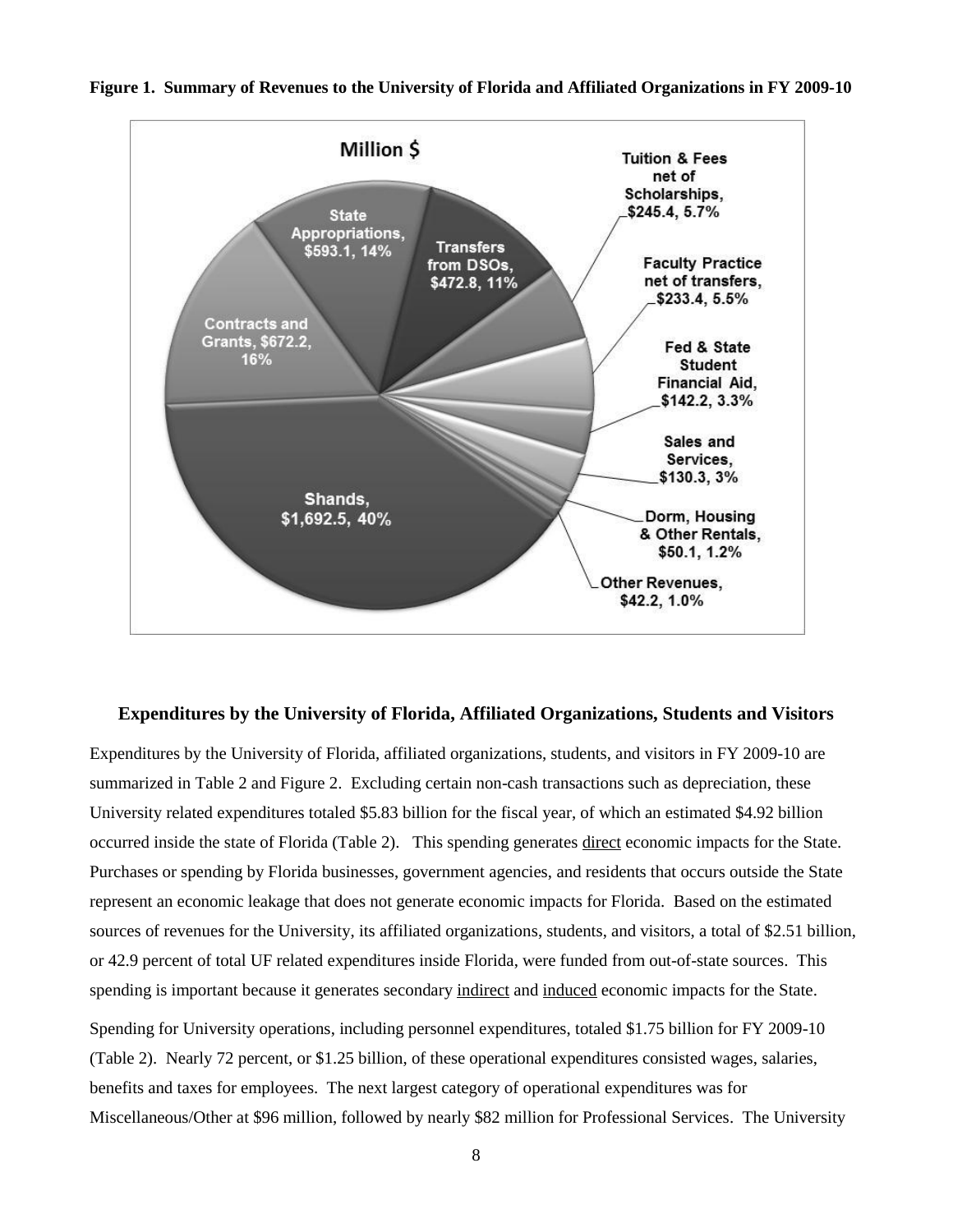**Figure 1. Summary of Revenues to the University of Florida and Affiliated Organizations in FY 2009-10**

Million $

| Category | Million $ | Percent |
|---|---|---|
| Shands | $1,692.5 | 40% |
| Contracts and Grants | $672.2 | 16% |
| State Appropriations | $593.1 | 14% |
| Transfers from DSOs | $472.8 | 11% |
| Tuition & Fees net of Scholarships | $245.4 | 5.7% |
| Faculty Practice net of transfers | $233.4 | 5.5% |
| Fed & State Student Financial Aid | $142.2 | 3.3% |
| Sales and Services | $130.3 | 3% |
| Dorm, Housing & Other Rentals | $50.1 | 1.2% |
| Other Revenues | $42.2 | 1.0% |

### Expenditures by the University of Florida, Affiliated Organizations, Students and Visitors

Expenditures by the University of Florida, affiliated organizations, students, and visitors in FY 2009-10 are summarized in Table 2 and Figure 2. Excluding certain non-cash transactions such as depreciation, these University related expenditures totaled $5.83 billion for the fiscal year, of which an estimated $4.92 billion occurred inside the state of Florida (Table 2). This spending generates direct economic impacts for the State. Purchases or spending by Florida businesses, government agencies, and residents that occurs outside the State represent an economic leakage that does not generate economic impacts for Florida. Based on the estimated sources of revenues for the University, its affiliated organizations, students, and visitors, a total of $2.51 billion, or 42.9 percent of total UF related expenditures inside Florida, were funded from out-of-state sources. This spending is important because it generates secondary indirect and induced economic impacts for the State.

Spending for University operations, including personnel expenditures, totaled $1.75 billion for FY 2009-10 (Table 2). Nearly 72 percent, or $1.25 billion, of these operational expenditures consisted wages, salaries, benefits and taxes for employees. The next largest category of operational expenditures was for Miscellaneous/Other at $96 million, followed by nearly $82 million for Professional Services. The University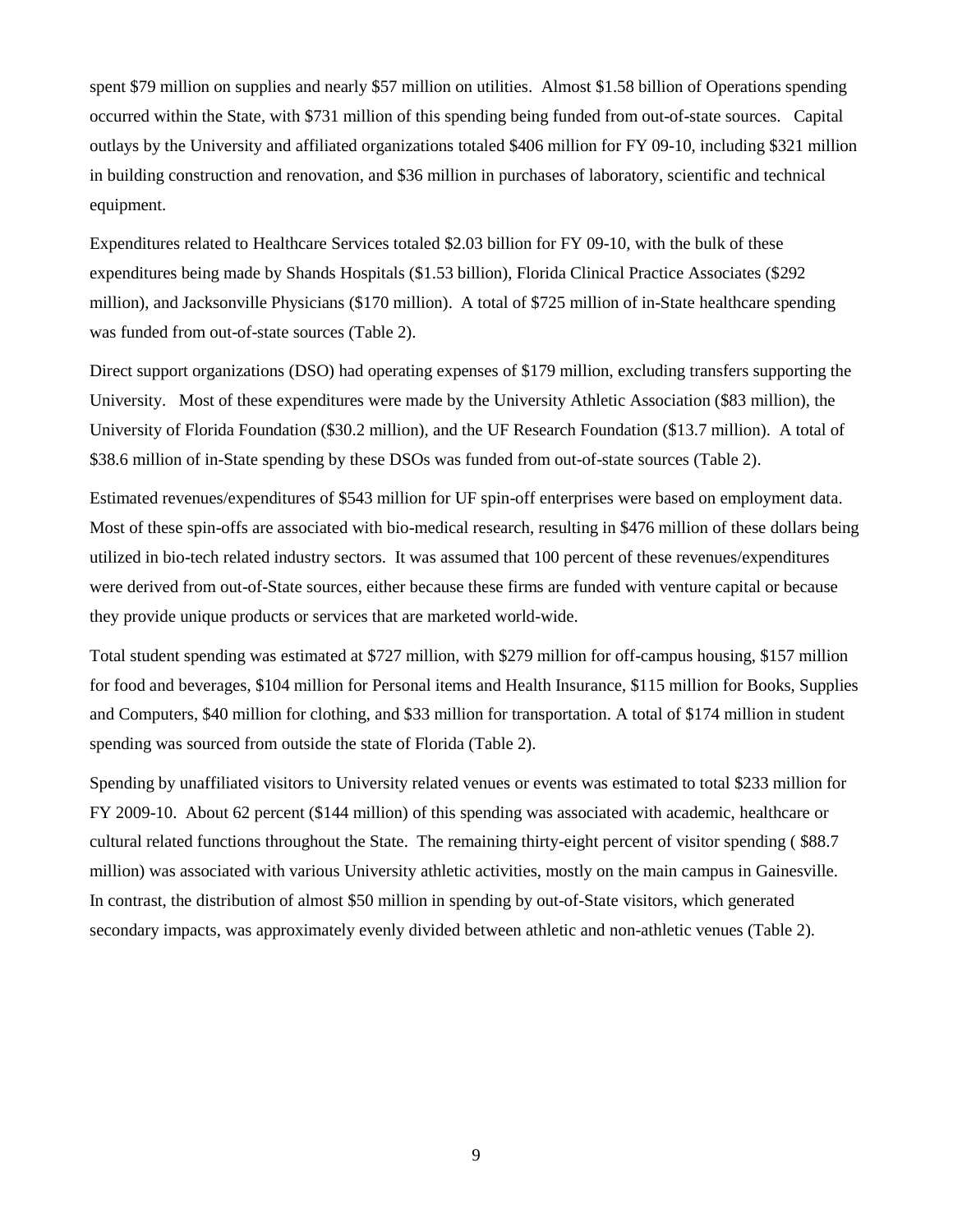spent $79 million on supplies and nearly $57 million on utilities. Almost $1.58 billion of Operations spending occurred within the State, with $731 million of this spending being funded from out-of-state sources. Capital outlays by the University and affiliated organizations totaled $406 million for FY 09-10, including $321 million in building construction and renovation, and $36 million in purchases of laboratory, scientific and technical equipment.

Expenditures related to Healthcare Services totaled $2.03 billion for FY 09-10, with the bulk of these expenditures being made by Shands Hospitals ($1.53 billion), Florida Clinical Practice Associates ($292 million), and Jacksonville Physicians ($170 million). A total of $725 million of in-State healthcare spending was funded from out-of-state sources (Table 2).

Direct support organizations (DSO) had operating expenses of $179 million, excluding transfers supporting the University. Most of these expenditures were made by the University Athletic Association ($83 million), the University of Florida Foundation ($30.2 million), and the UF Research Foundation ($13.7 million). A total of $38.6 million of in-State spending by these DSOs was funded from out-of-state sources (Table 2).

Estimated revenues/expenditures of $543 million for UF spin-off enterprises were based on employment data. Most of these spin-offs are associated with bio-medical research, resulting in $476 million of these dollars being utilized in bio-tech related industry sectors. It was assumed that 100 percent of these revenues/expenditures were derived from out-of-State sources, either because these firms are funded with venture capital or because they provide unique products or services that are marketed world-wide.

Total student spending was estimated at $727 million, with $279 million for off-campus housing, $157 million for food and beverages, $104 million for Personal items and Health Insurance, $115 million for Books, Supplies and Computers, $40 million for clothing, and $33 million for transportation. A total of $174 million in student spending was sourced from outside the state of Florida (Table 2).

Spending by unaffiliated visitors to University related venues or events was estimated to total $233 million for FY 2009-10. About 62 percent ($144 million) of this spending was associated with academic, healthcare or cultural related functions throughout the State. The remaining thirty-eight percent of visitor spending ( $88.7 million) was associated with various University athletic activities, mostly on the main campus in Gainesville. In contrast, the distribution of almost $50 million in spending by out-of-State visitors, which generated secondary impacts, was approximately evenly divided between athletic and non-athletic venues (Table 2).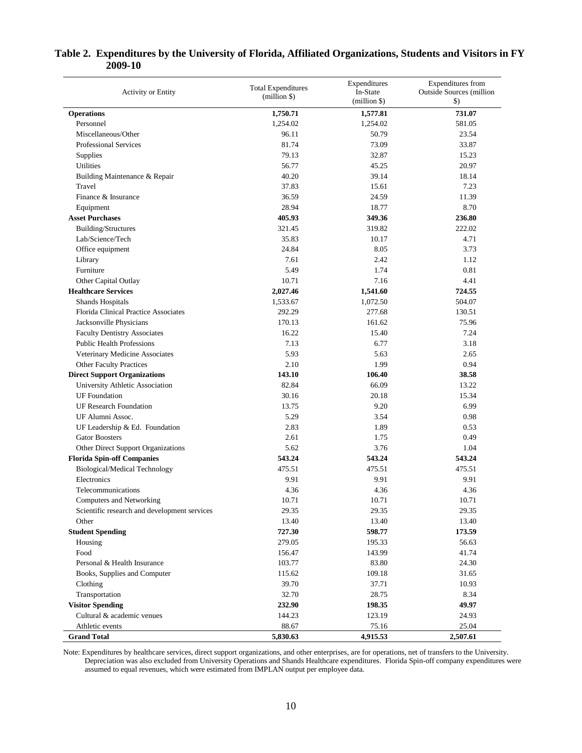## Table 2. Expenditures by the University of Florida, Affiliated Organizations, Students and Visitors in FY 2009-10

| Activity or Entity | Total Expenditures (million $) | Expenditures In-State (million $) | Expenditures from Outside Sources (million $) |
|---|---|---|---|
| **Operations** | **1,750.71** | **1,577.81** | **731.07** |
| Personnel | 1,254.02 | 1,254.02 | 581.05 |
| Miscellaneous/Other | 96.11 | 50.79 | 23.54 |
| Professional Services | 81.74 | 73.09 | 33.87 |
| Supplies | 79.13 | 32.87 | 15.23 |
| Utilities | 56.77 | 45.25 | 20.97 |
| Building Maintenance & Repair | 40.20 | 39.14 | 18.14 |
| Travel | 37.83 | 15.61 | 7.23 |
| Finance & Insurance | 36.59 | 24.59 | 11.39 |
| Equipment | 28.94 | 18.77 | 8.70 |
| **Asset Purchases** | **405.93** | **349.36** | **236.80** |
| Building/Structures | 321.45 | 319.82 | 222.02 |
| Lab/Science/Tech | 35.83 | 10.17 | 4.71 |
| Office equipment | 24.84 | 8.05 | 3.73 |
| Library | 7.61 | 2.42 | 1.12 |
| Furniture | 5.49 | 1.74 | 0.81 |
| Other Capital Outlay | 10.71 | 7.16 | 4.41 |
| **Healthcare Services** | **2,027.46** | **1,541.60** | **724.55** |
| Shands Hospitals | 1,533.67 | 1,072.50 | 504.07 |
| Florida Clinical Practice Associates | 292.29 | 277.68 | 130.51 |
| Jacksonville Physicians | 170.13 | 161.62 | 75.96 |
| Faculty Dentistry Associates | 16.22 | 15.40 | 7.24 |
| Public Health Professions | 7.13 | 6.77 | 3.18 |
| Veterinary Medicine Associates | 5.93 | 5.63 | 2.65 |
| Other Faculty Practices | 2.10 | 1.99 | 0.94 |
| **Direct Support Organizations** | **143.10** | **106.40** | **38.58** |
| University Athletic Association | 82.84 | 66.09 | 13.22 |
| UF Foundation | 30.16 | 20.18 | 15.34 |
| UF Research Foundation | 13.75 | 9.20 | 6.99 |
| UF Alumni Assoc. | 5.29 | 3.54 | 0.98 |
| UF Leadership & Ed. Foundation | 2.83 | 1.89 | 0.53 |
| Gator Boosters | 2.61 | 1.75 | 0.49 |
| Other Direct Support Organizations | 5.62 | 3.76 | 1.04 |
| **Florida Spin-off Companies** | **543.24** | **543.24** | **543.24** |
| Biological/Medical Technology | 475.51 | 475.51 | 475.51 |
| Electronics | 9.91 | 9.91 | 9.91 |
| Telecommunications | 4.36 | 4.36 | 4.36 |
| Computers and Networking | 10.71 | 10.71 | 10.71 |
| Scientific research and development services | 29.35 | 29.35 | 29.35 |
| Other | 13.40 | 13.40 | 13.40 |
| **Student Spending** | **727.30** | **598.77** | **173.59** |
| Housing | 279.05 | 195.33 | 56.63 |
| Food | 156.47 | 143.99 | 41.74 |
| Personal & Health Insurance | 103.77 | 83.80 | 24.30 |
| Books, Supplies and Computer | 115.62 | 109.18 | 31.65 |
| Clothing | 39.70 | 37.71 | 10.93 |
| Transportation | 32.70 | 28.75 | 8.34 |
| **Visitor Spending** | **232.90** | **198.35** | **49.97** |
| Cultural & academic venues | 144.23 | 123.19 | 24.93 |
| Athletic events | 88.67 | 75.16 | 25.04 |
| **Grand Total** | **5,830.63** | **4,915.53** | **2,507.61** |

Note: Expenditures by healthcare services, direct support organizations, and other enterprises, are for operations, net of transfers to the University. Depreciation was also excluded from University Operations and Shands Healthcare expenditures. Florida Spin-off company expenditures were assumed to equal revenues, which were estimated from IMPLAN output per employee data.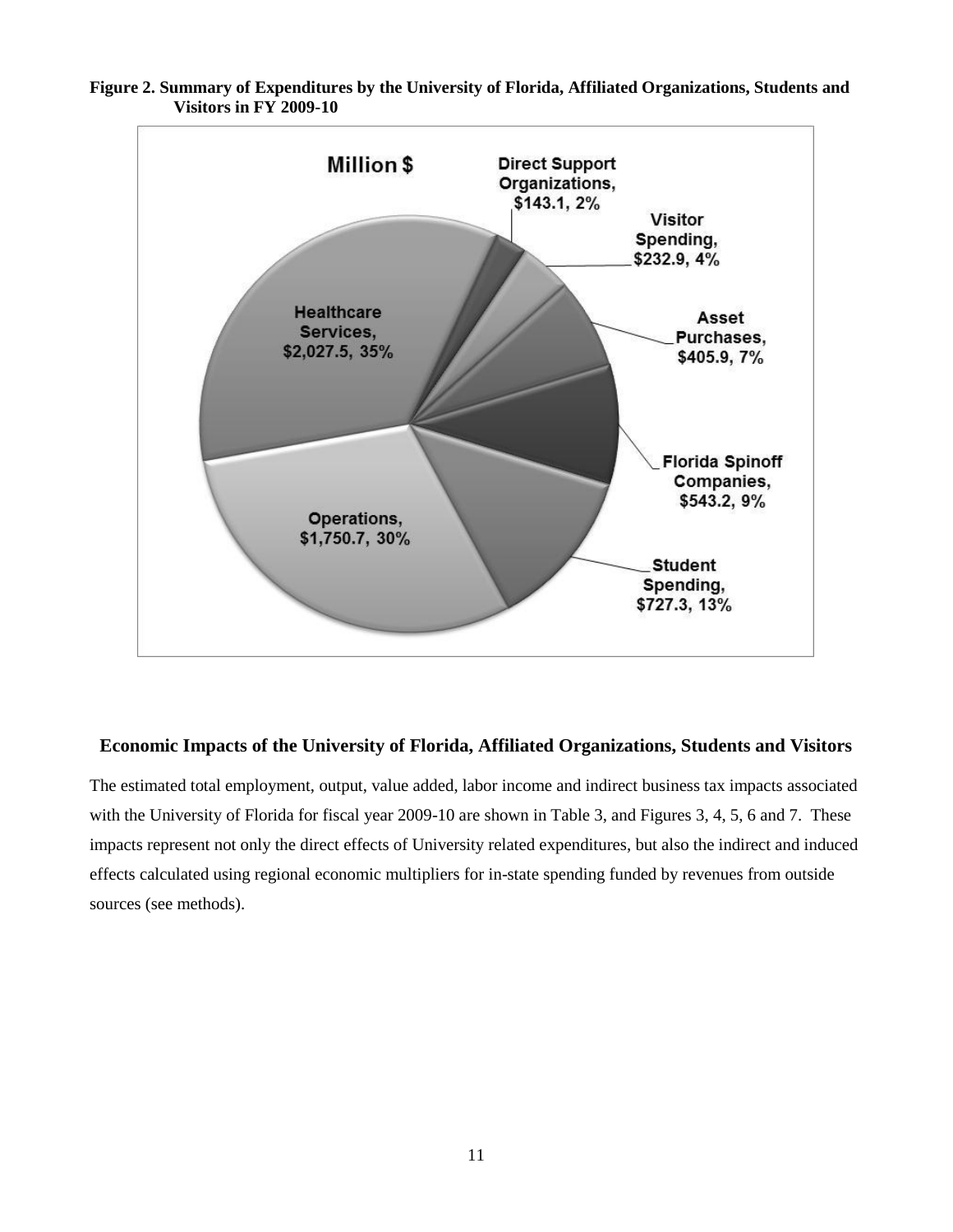**Figure 2. Summary of Expenditures by the University of Florida, Affiliated Organizations, Students and Visitors in FY 2009-10**

Million $

- Healthcare Services, $2,027.5, 35%
- Operations, $1,750.7, 30%
- Student Spending, $727.3, 13%
- Florida Spinoff Companies, $543.2, 9%
- Asset Purchases, $405.9, 7%
- Visitor Spending, $232.9, 4%
- Direct Support Organizations, $143.1, 2%

## Economic Impacts of the University of Florida, Affiliated Organizations, Students and Visitors

The estimated total employment, output, value added, labor income and indirect business tax impacts associated with the University of Florida for fiscal year 2009-10 are shown in Table 3, and Figures 3, 4, 5, 6 and 7. These impacts represent not only the direct effects of University related expenditures, but also the indirect and induced effects calculated using regional economic multipliers for in-state spending funded by revenues from outside sources (see methods).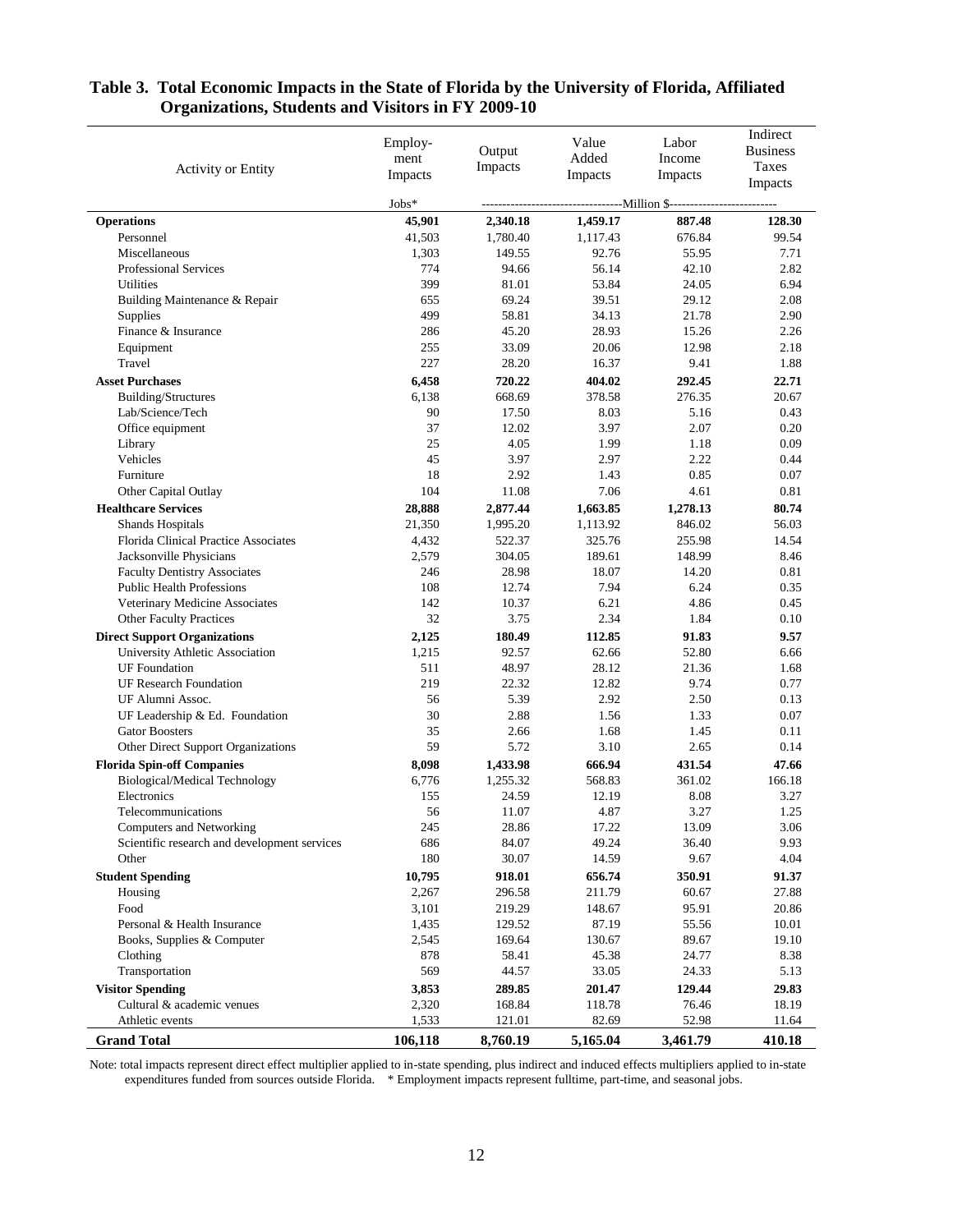**Table 3. Total Economic Impacts in the State of Florida by the University of Florida, Affiliated Organizations, Students and Visitors in FY 2009-10**

| Activity or Entity | Employment Impacts | Output Impacts | Value Added Impacts | Labor Income Impacts | Indirect Business Taxes Impacts |
|---|---|---|---|---|---|
| | Jobs* | Million $ | | | |
| **Operations** | **45,901** | **2,340.18** | **1,459.17** | **887.48** | **128.30** |
| Personnel | 41,503 | 1,780.40 | 1,117.43 | 676.84 | 99.54 |
| Miscellaneous | 1,303 | 149.55 | 92.76 | 55.95 | 7.71 |
| Professional Services | 774 | 94.66 | 56.14 | 42.10 | 2.82 |
| Utilities | 399 | 81.01 | 53.84 | 24.05 | 6.94 |
| Building Maintenance & Repair | 655 | 69.24 | 39.51 | 29.12 | 2.08 |
| Supplies | 499 | 58.81 | 34.13 | 21.78 | 2.90 |
| Finance & Insurance | 286 | 45.20 | 28.93 | 15.26 | 2.26 |
| Equipment | 255 | 33.09 | 20.06 | 12.98 | 2.18 |
| Travel | 227 | 28.20 | 16.37 | 9.41 | 1.88 |
| **Asset Purchases** | **6,458** | **720.22** | **404.02** | **292.45** | **22.71** |
| Building/Structures | 6,138 | 668.69 | 378.58 | 276.35 | 20.67 |
| Lab/Science/Tech | 90 | 17.50 | 8.03 | 5.16 | 0.43 |
| Office equipment | 37 | 12.02 | 3.97 | 2.07 | 0.20 |
| Library | 25 | 4.05 | 1.99 | 1.18 | 0.09 |
| Vehicles | 45 | 3.97 | 2.97 | 2.22 | 0.44 |
| Furniture | 18 | 2.92 | 1.43 | 0.85 | 0.07 |
| Other Capital Outlay | 104 | 11.08 | 7.06 | 4.61 | 0.81 |
| **Healthcare Services** | **28,888** | **2,877.44** | **1,663.85** | **1,278.13** | **80.74** |
| Shands Hospitals | 21,350 | 1,995.20 | 1,113.92 | 846.02 | 56.03 |
| Florida Clinical Practice Associates | 4,432 | 522.37 | 325.76 | 255.98 | 14.54 |
| Jacksonville Physicians | 2,579 | 304.05 | 189.61 | 148.99 | 8.46 |
| Faculty Dentistry Associates | 246 | 28.98 | 18.07 | 14.20 | 0.81 |
| Public Health Professions | 108 | 12.74 | 7.94 | 6.24 | 0.35 |
| Veterinary Medicine Associates | 142 | 10.37 | 6.21 | 4.86 | 0.45 |
| Other Faculty Practices | 32 | 3.75 | 2.34 | 1.84 | 0.10 |
| **Direct Support Organizations** | **2,125** | **180.49** | **112.85** | **91.83** | **9.57** |
| University Athletic Association | 1,215 | 92.57 | 62.66 | 52.80 | 6.66 |
| UF Foundation | 511 | 48.97 | 28.12 | 21.36 | 1.68 |
| UF Research Foundation | 219 | 22.32 | 12.82 | 9.74 | 0.77 |
| UF Alumni Assoc. | 56 | 5.39 | 2.92 | 2.50 | 0.13 |
| UF Leadership & Ed. Foundation | 30 | 2.88 | 1.56 | 1.33 | 0.07 |
| Gator Boosters | 35 | 2.66 | 1.68 | 1.45 | 0.11 |
| Other Direct Support Organizations | 59 | 5.72 | 3.10 | 2.65 | 0.14 |
| **Florida Spin-off Companies** | **8,098** | **1,433.98** | **666.94** | **431.54** | **47.66** |
| Biological/Medical Technology | 6,776 | 1,255.32 | 568.83 | 361.02 | 166.18 |
| Electronics | 155 | 24.59 | 12.19 | 8.08 | 3.27 |
| Telecommunications | 56 | 11.07 | 4.87 | 3.27 | 1.25 |
| Computers and Networking | 245 | 28.86 | 17.22 | 13.09 | 3.06 |
| Scientific research and development services | 686 | 84.07 | 49.24 | 36.40 | 9.93 |
| Other | 180 | 30.07 | 14.59 | 9.67 | 4.04 |
| **Student Spending** | **10,795** | **918.01** | **656.74** | **350.91** | **91.37** |
| Housing | 2,267 | 296.58 | 211.79 | 60.67 | 27.88 |
| Food | 3,101 | 219.29 | 148.67 | 95.91 | 20.86 |
| Personal & Health Insurance | 1,435 | 129.52 | 87.19 | 55.56 | 10.01 |
| Books, Supplies & Computer | 2,545 | 169.64 | 130.67 | 89.67 | 19.10 |
| Clothing | 878 | 58.41 | 45.38 | 24.77 | 8.38 |
| Transportation | 569 | 44.57 | 33.05 | 24.33 | 5.13 |
| **Visitor Spending** | **3,853** | **289.85** | **201.47** | **129.44** | **29.83** |
| Cultural & academic venues | 2,320 | 168.84 | 118.78 | 76.46 | 18.19 |
| Athletic events | 1,533 | 121.01 | 82.69 | 52.98 | 11.64 |
| **Grand Total** | **106,118** | **8,760.19** | **5,165.04** | **3,461.79** | **410.18** |

Note: total impacts represent direct effect multiplier applied to in-state spending, plus indirect and induced effects multipliers applied to in-state expenditures funded from sources outside Florida. * Employment impacts represent fulltime, part-time, and seasonal jobs.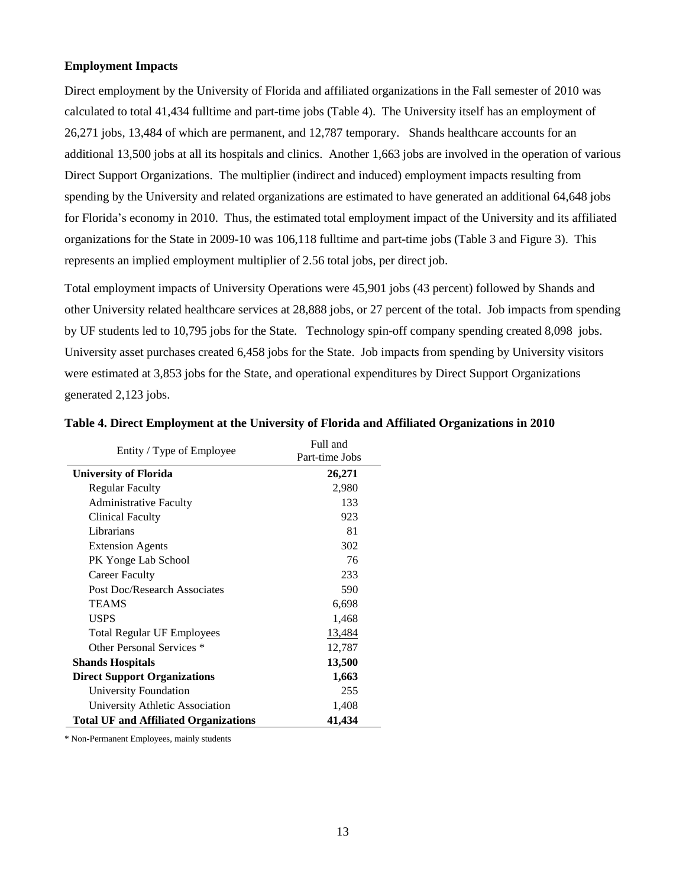### Employment Impacts

Direct employment by the University of Florida and affiliated organizations in the Fall semester of 2010 was calculated to total 41,434 fulltime and part-time jobs (Table 4). The University itself has an employment of 26,271 jobs, 13,484 of which are permanent, and 12,787 temporary. Shands healthcare accounts for an additional 13,500 jobs at all its hospitals and clinics. Another 1,663 jobs are involved in the operation of various Direct Support Organizations. The multiplier (indirect and induced) employment impacts resulting from spending by the University and related organizations are estimated to have generated an additional 64,648 jobs for Florida's economy in 2010. Thus, the estimated total employment impact of the University and its affiliated organizations for the State in 2009-10 was 106,118 fulltime and part-time jobs (Table 3 and Figure 3). This represents an implied employment multiplier of 2.56 total jobs, per direct job.

Total employment impacts of University Operations were 45,901 jobs (43 percent) followed by Shands and other University related healthcare services at 28,888 jobs, or 27 percent of the total. Job impacts from spending by UF students led to 10,795 jobs for the State. Technology spin-off company spending created 8,098 jobs. University asset purchases created 6,458 jobs for the State. Job impacts from spending by University visitors were estimated at 3,853 jobs for the State, and operational expenditures by Direct Support Organizations generated 2,123 jobs.

**Table 4. Direct Employment at the University of Florida and Affiliated Organizations in 2010**

| Entity / Type of Employee | Full and Part-time Jobs |
|---|---|
| **University of Florida** | **26,271** |
| Regular Faculty | 2,980 |
| Administrative Faculty | 133 |
| Clinical Faculty | 923 |
| Librarians | 81 |
| Extension Agents | 302 |
| PK Yonge Lab School | 76 |
| Career Faculty | 233 |
| Post Doc/Research Associates | 590 |
| TEAMS | 6,698 |
| USPS | 1,468 |
| Total Regular UF Employees | 13,484 |
| Other Personal Services * | 12,787 |
| **Shands Hospitals** | **13,500** |
| **Direct Support Organizations** | **1,663** |
| University Foundation | 255 |
| University Athletic Association | 1,408 |
| **Total UF and Affiliated Organizations** | **41,434** |

* Non-Permanent Employees, mainly students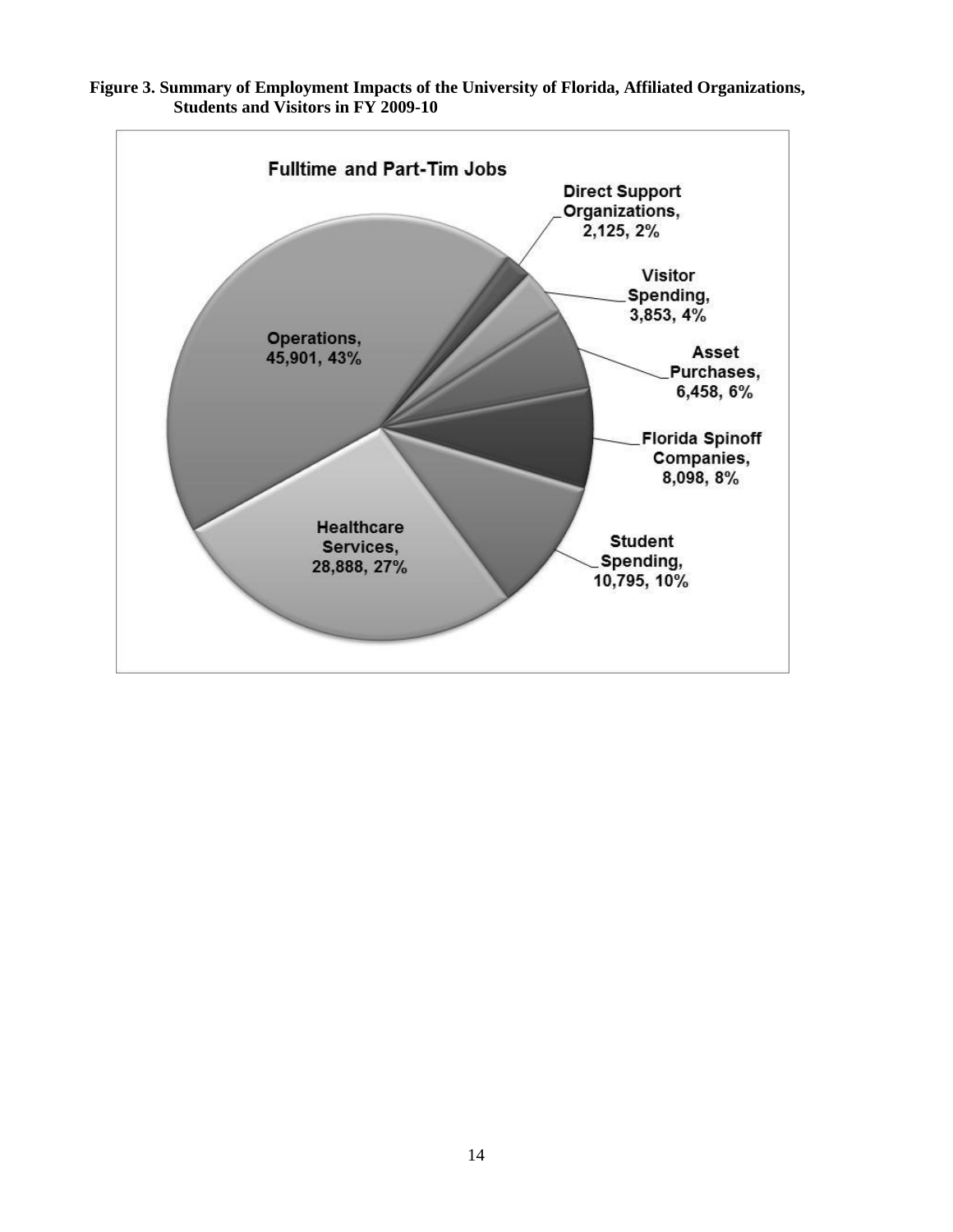**Figure 3. Summary of Employment Impacts of the University of Florida, Affiliated Organizations, Students and Visitors in FY 2009-10**

Fulltime and Part-Tim Jobs

| Category | Jobs | Percent |
| --- | --- | --- |
| Operations | 45,901 | 43% |
| Healthcare Services | 28,888 | 27% |
| Student Spending | 10,795 | 10% |
| Florida Spinoff Companies | 8,098 | 8% |
| Asset Purchases | 6,458 | 6% |
| Visitor Spending | 3,853 | 4% |
| Direct Support Organizations | 2,125 | 2% |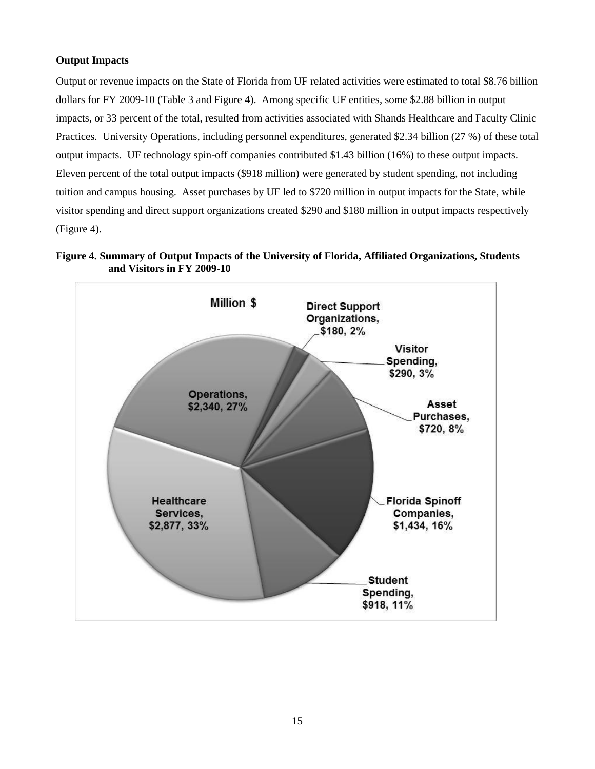**Output Impacts**

Output or revenue impacts on the State of Florida from UF related activities were estimated to total \$8.76 billion dollars for FY 2009-10 (Table 3 and Figure 4). Among specific UF entities, some \$2.88 billion in output impacts, or 33 percent of the total, resulted from activities associated with Shands Healthcare and Faculty Clinic Practices. University Operations, including personnel expenditures, generated \$2.34 billion (27 %) of these total output impacts. UF technology spin-off companies contributed \$1.43 billion (16%) to these output impacts. Eleven percent of the total output impacts (\$918 million) were generated by student spending, not including tuition and campus housing. Asset purchases by UF led to \$720 million in output impacts for the State, while visitor spending and direct support organizations created \$290 and \$180 million in output impacts respectively (Figure 4).

**Figure 4. Summary of Output Impacts of the University of Florida, Affiliated Organizations, Students and Visitors in FY 2009-10**

Million \$

- Direct Support Organizations, \$180, 2%
- Visitor Spending, \$290, 3%
- Asset Purchases, \$720, 8%
- Florida Spinoff Companies, \$1,434, 16%
- Student Spending, \$918, 11%
- Healthcare Services, \$2,877, 33%
- Operations, \$2,340, 27%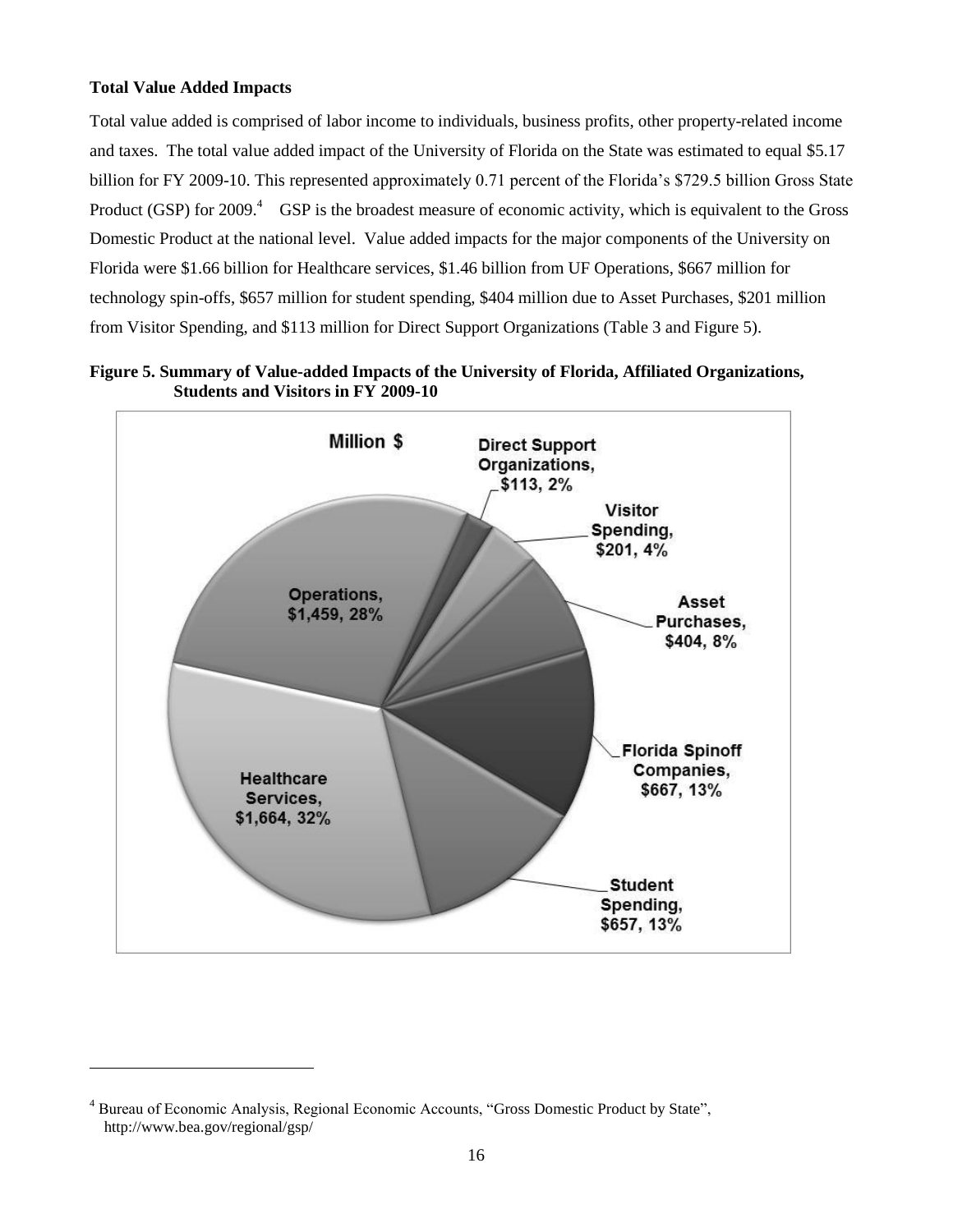**Total Value Added Impacts**

Total value added is comprised of labor income to individuals, business profits, other property-related income and taxes. The total value added impact of the University of Florida on the State was estimated to equal $5.17 billion for FY 2009-10. This represented approximately 0.71 percent of the Florida's $729.5 billion Gross State Product (GSP) for 2009.[4] GSP is the broadest measure of economic activity, which is equivalent to the Gross Domestic Product at the national level. Value added impacts for the major components of the University on Florida were $1.66 billion for Healthcare services, $1.46 billion from UF Operations, $667 million for technology spin-offs, $657 million for student spending, $404 million due to Asset Purchases, $201 million from Visitor Spending, and $113 million for Direct Support Organizations (Table 3 and Figure 5).

**Figure 5. Summary of Value-added Impacts of the University of Florida, Affiliated Organizations, Students and Visitors in FY 2009-10**

Million $

- Healthcare Services, $1,664, 32%
- Operations, $1,459, 28%
- Direct Support Organizations, $113, 2%
- Visitor Spending, $201, 4%
- Asset Purchases, $404, 8%
- Florida Spinoff Companies, $667, 13%
- Student Spending, $657, 13%

[4] Bureau of Economic Analysis, Regional Economic Accounts, "Gross Domestic Product by State", http://www.bea.gov/regional/gsp/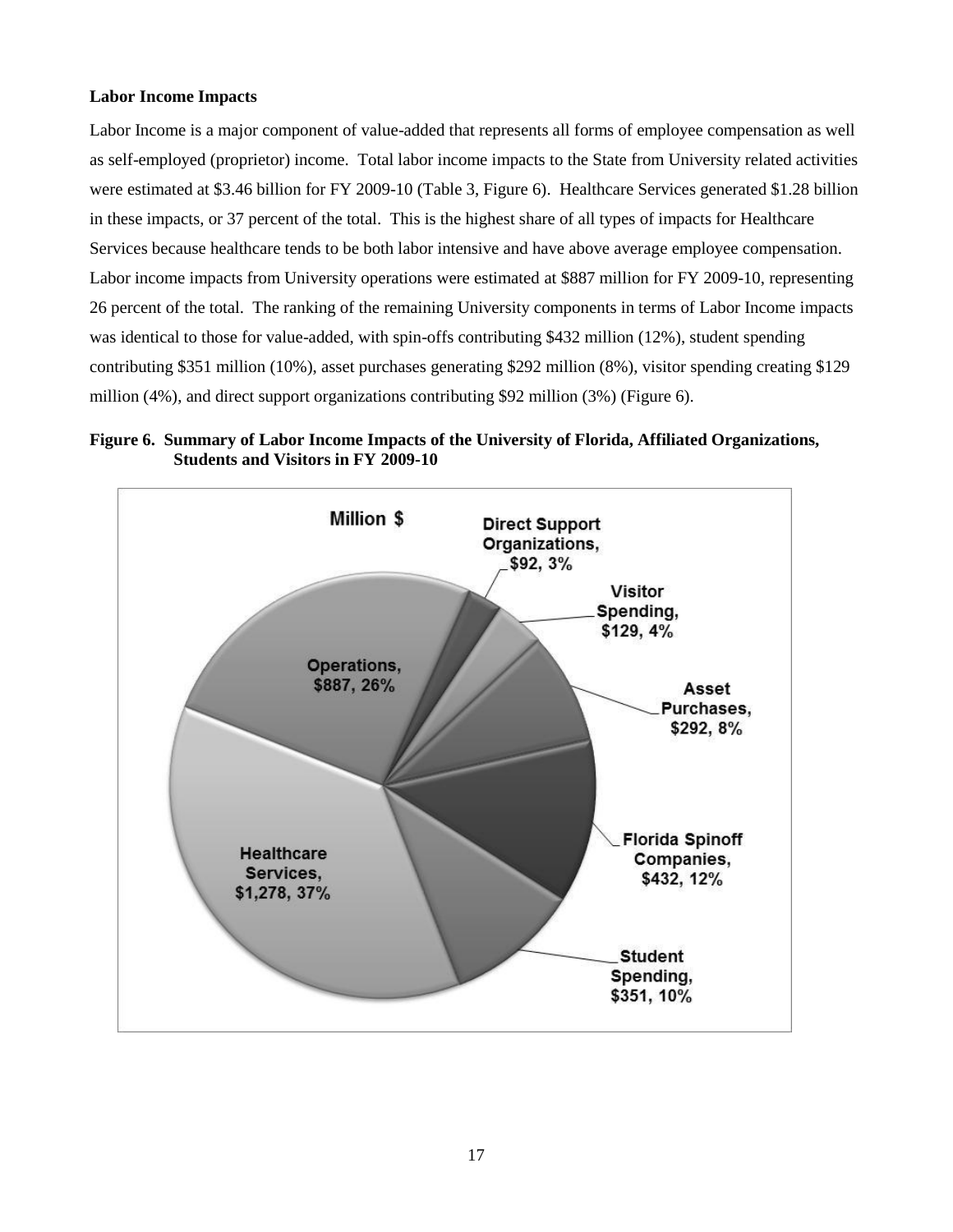**Labor Income Impacts**

Labor Income is a major component of value-added that represents all forms of employee compensation as well as self-employed (proprietor) income. Total labor income impacts to the State from University related activities were estimated at $3.46 billion for FY 2009-10 (Table 3, Figure 6). Healthcare Services generated $1.28 billion in these impacts, or 37 percent of the total. This is the highest share of all types of impacts for Healthcare Services because healthcare tends to be both labor intensive and have above average employee compensation. Labor income impacts from University operations were estimated at $887 million for FY 2009-10, representing 26 percent of the total. The ranking of the remaining University components in terms of Labor Income impacts was identical to those for value-added, with spin-offs contributing $432 million (12%), student spending contributing $351 million (10%), asset purchases generating $292 million (8%), visitor spending creating $129 million (4%), and direct support organizations contributing $92 million (3%) (Figure 6).

**Figure 6. Summary of Labor Income Impacts of the University of Florida, Affiliated Organizations, Students and Visitors in FY 2009-10**

Million $

| Component | Million $ | Share |
|---|---|---|
| Healthcare Services | $1,278 | 37% |
| Operations | $887 | 26% |
| Florida Spinoff Companies | $432 | 12% |
| Student Spending | $351 | 10% |
| Asset Purchases | $292 | 8% |
| Visitor Spending | $129 | 4% |
| Direct Support Organizations | $92 | 3% |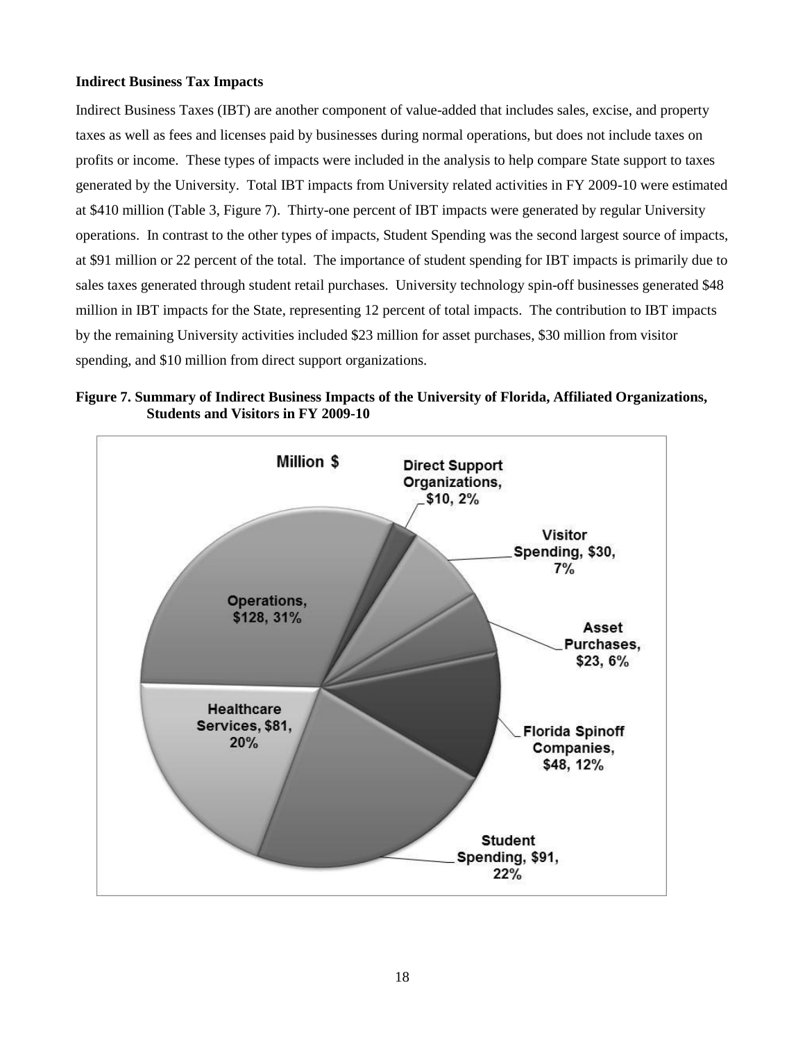### Indirect Business Tax Impacts

Indirect Business Taxes (IBT) are another component of value-added that includes sales, excise, and property taxes as well as fees and licenses paid by businesses during normal operations, but does not include taxes on profits or income. These types of impacts were included in the analysis to help compare State support to taxes generated by the University. Total IBT impacts from University related activities in FY 2009-10 were estimated at $410 million (Table 3, Figure 7). Thirty-one percent of IBT impacts were generated by regular University operations. In contrast to the other types of impacts, Student Spending was the second largest source of impacts, at $91 million or 22 percent of the total. The importance of student spending for IBT impacts is primarily due to sales taxes generated through student retail purchases. University technology spin-off businesses generated $48 million in IBT impacts for the State, representing 12 percent of total impacts. The contribution to IBT impacts by the remaining University activities included $23 million for asset purchases, $30 million from visitor spending, and $10 million from direct support organizations.

**Figure 7. Summary of Indirect Business Impacts of the University of Florida, Affiliated Organizations, Students and Visitors in FY 2009-10**

Million $

- Operations, $128, 31%
- Direct Support Organizations, $10, 2%
- Visitor Spending, $30, 7%
- Asset Purchases, $23, 6%
- Florida Spinoff Companies, $48, 12%
- Student Spending, $91, 22%
- Healthcare Services, $81, 20%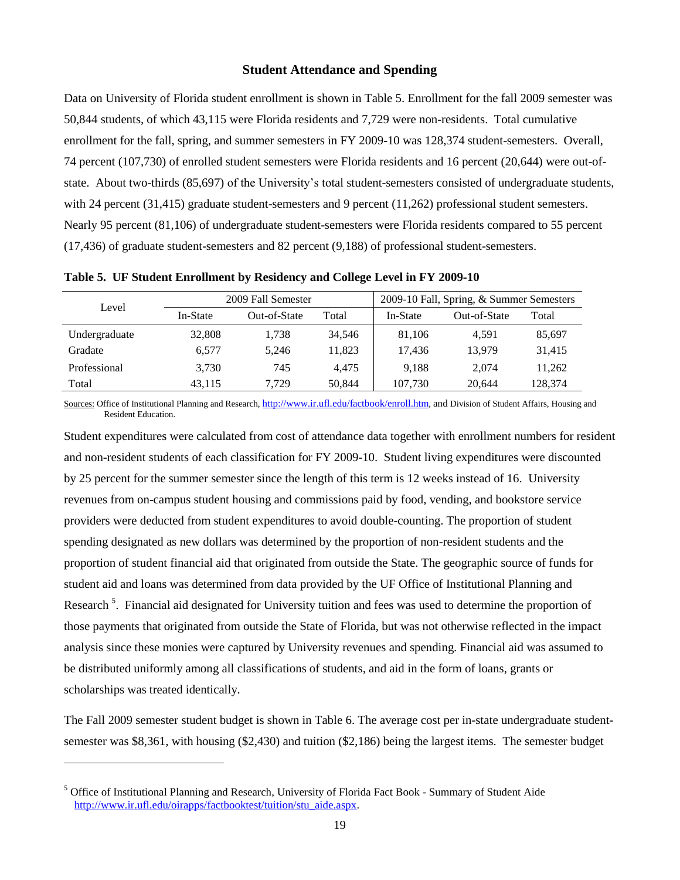## Student Attendance and Spending

Data on University of Florida student enrollment is shown in Table 5. Enrollment for the fall 2009 semester was 50,844 students, of which 43,115 were Florida residents and 7,729 were non-residents. Total cumulative enrollment for the fall, spring, and summer semesters in FY 2009-10 was 128,374 student-semesters. Overall, 74 percent (107,730) of enrolled student semesters were Florida residents and 16 percent (20,644) were out-of-state. About two-thirds (85,697) of the University's total student-semesters consisted of undergraduate students, with 24 percent (31,415) graduate student-semesters and 9 percent (11,262) professional student semesters. Nearly 95 percent (81,106) of undergraduate student-semesters were Florida residents compared to 55 percent (17,436) of graduate student-semesters and 82 percent (9,188) of professional student-semesters.

**Table 5. UF Student Enrollment by Residency and College Level in FY 2009-10**

| Level | 2009 Fall Semester | | | 2009-10 Fall, Spring, & Summer Semesters | | |
|---|---|---|---|---|---|---|
| | In-State | Out-of-State | Total | In-State | Out-of-State | Total |
| Undergraduate | 32,808 | 1,738 | 34,546 | 81,106 | 4,591 | 85,697 |
| Gradate | 6,577 | 5,246 | 11,823 | 17,436 | 13,979 | 31,415 |
| Professional | 3,730 | 745 | 4,475 | 9,188 | 2,074 | 11,262 |
| Total | 43,115 | 7,729 | 50,844 | 107,730 | 20,644 | 128,374 |

Sources: Office of Institutional Planning and Research, http://www.ir.ufl.edu/factbook/enroll.htm, and Division of Student Affairs, Housing and Resident Education.

Student expenditures were calculated from cost of attendance data together with enrollment numbers for resident and non-resident students of each classification for FY 2009-10. Student living expenditures were discounted by 25 percent for the summer semester since the length of this term is 12 weeks instead of 16. University revenues from on-campus student housing and commissions paid by food, vending, and bookstore service providers were deducted from student expenditures to avoid double-counting. The proportion of student spending designated as new dollars was determined by the proportion of non-resident students and the proportion of student financial aid that originated from outside the State. The geographic source of funds for student aid and loans was determined from data provided by the UF Office of Institutional Planning and Research [5]. Financial aid designated for University tuition and fees was used to determine the proportion of those payments that originated from outside the State of Florida, but was not otherwise reflected in the impact analysis since these monies were captured by University revenues and spending. Financial aid was assumed to be distributed uniformly among all classifications of students, and aid in the form of loans, grants or scholarships was treated identically.

The Fall 2009 semester student budget is shown in Table 6. The average cost per in-state undergraduate student-semester was $8,361, with housing ($2,430) and tuition ($2,186) being the largest items. The semester budget

[5] Office of Institutional Planning and Research, University of Florida Fact Book - Summary of Student Aide http://www.ir.ufl.edu/oirapps/factbooktest/tuition/stu_aide.aspx.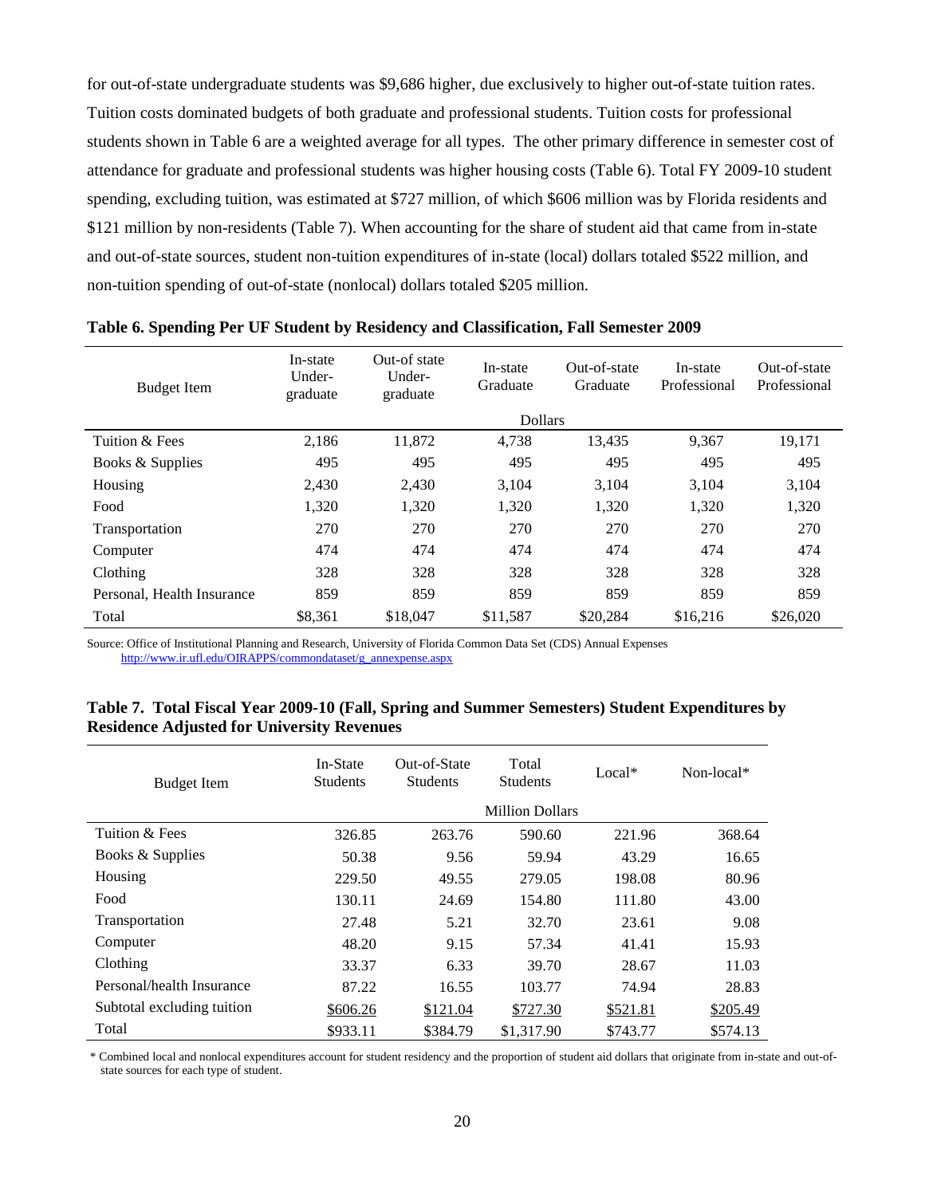for out-of-state undergraduate students was $9,686 higher, due exclusively to higher out-of-state tuition rates. Tuition costs dominated budgets of both graduate and professional students. Tuition costs for professional students shown in Table 6 are a weighted average for all types. The other primary difference in semester cost of attendance for graduate and professional students was higher housing costs (Table 6). Total FY 2009-10 student spending, excluding tuition, was estimated at $727 million, of which $606 million was by Florida residents and $121 million by non-residents (Table 7). When accounting for the share of student aid that came from in-state and out-of-state sources, student non-tuition expenditures of in-state (local) dollars totaled $522 million, and non-tuition spending of out-of-state (nonlocal) dollars totaled $205 million.

**Table 6. Spending Per UF Student by Residency and Classification, Fall Semester 2009**

| Budget Item | In-state Under-graduate | Out-of state Under-graduate | In-state Graduate | Out-of-state Graduate | In-state Professional | Out-of-state Professional |
|---|---|---|---|---|---|---|
| | | | Dollars | | | |
| Tuition & Fees | 2,186 | 11,872 | 4,738 | 13,435 | 9,367 | 19,171 |
| Books & Supplies | 495 | 495 | 495 | 495 | 495 | 495 |
| Housing | 2,430 | 2,430 | 3,104 | 3,104 | 3,104 | 3,104 |
| Food | 1,320 | 1,320 | 1,320 | 1,320 | 1,320 | 1,320 |
| Transportation | 270 | 270 | 270 | 270 | 270 | 270 |
| Computer | 474 | 474 | 474 | 474 | 474 | 474 |
| Clothing | 328 | 328 | 328 | 328 | 328 | 328 |
| Personal, Health Insurance | 859 | 859 | 859 | 859 | 859 | 859 |
| Total | $8,361 | $18,047 | $11,587 | $20,284 | $16,216 | $26,020 |

Source: Office of Institutional Planning and Research, University of Florida Common Data Set (CDS) Annual Expenses http://www.ir.ufl.edu/OIRAPPS/commondataset/g_annexpense.aspx

**Table 7. Total Fiscal Year 2009-10 (Fall, Spring and Summer Semesters) Student Expenditures by Residence Adjusted for University Revenues**

| Budget Item | In-State Students | Out-of-State Students | Total Students | Local* | Non-local* |
|---|---|---|---|---|---|
| | | | Million Dollars | | |
| Tuition & Fees | 326.85 | 263.76 | 590.60 | 221.96 | 368.64 |
| Books & Supplies | 50.38 | 9.56 | 59.94 | 43.29 | 16.65 |
| Housing | 229.50 | 49.55 | 279.05 | 198.08 | 80.96 |
| Food | 130.11 | 24.69 | 154.80 | 111.80 | 43.00 |
| Transportation | 27.48 | 5.21 | 32.70 | 23.61 | 9.08 |
| Computer | 48.20 | 9.15 | 57.34 | 41.41 | 15.93 |
| Clothing | 33.37 | 6.33 | 39.70 | 28.67 | 11.03 |
| Personal/health Insurance | 87.22 | 16.55 | 103.77 | 74.94 | 28.83 |
| Subtotal excluding tuition | $606.26 | $121.04 | $727.30 | $521.81 | $205.49 |
| Total | $933.11 | $384.79 | $1,317.90 | $743.77 | $574.13 |

* Combined local and nonlocal expenditures account for student residency and the proportion of student aid dollars that originate from in-state and out-of-state sources for each type of student.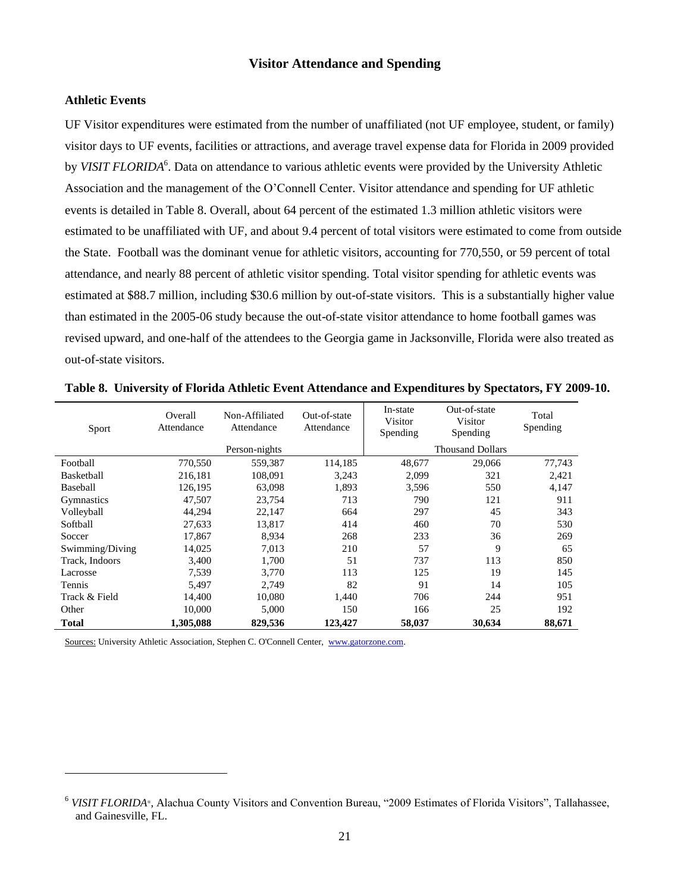## Visitor Attendance and Spending

### Athletic Events

UF Visitor expenditures were estimated from the number of unaffiliated (not UF employee, student, or family) visitor days to UF events, facilities or attractions, and average travel expense data for Florida in 2009 provided by *VISIT FLORIDA*[6]. Data on attendance to various athletic events were provided by the University Athletic Association and the management of the O'Connell Center. Visitor attendance and spending for UF athletic events is detailed in Table 8. Overall, about 64 percent of the estimated 1.3 million athletic visitors were estimated to be unaffiliated with UF, and about 9.4 percent of total visitors were estimated to come from outside the State. Football was the dominant venue for athletic visitors, accounting for 770,550, or 59 percent of total attendance, and nearly 88 percent of athletic visitor spending. Total visitor spending for athletic events was estimated at $88.7 million, including $30.6 million by out-of-state visitors. This is a substantially higher value than estimated in the 2005-06 study because the out-of-state visitor attendance to home football games was revised upward, and one-half of the attendees to the Georgia game in Jacksonville, Florida were also treated as out-of-state visitors.

**Table 8. University of Florida Athletic Event Attendance and Expenditures by Spectators, FY 2009-10.**

| Sport | Overall Attendance | Non-Affiliated Attendance | Out-of-state Attendance | In-state Visitor Spending | Out-of-state Visitor Spending | Total Spending |
|---|---|---|---|---|---|---|
| | | Person-nights | | | Thousand Dollars | |
| Football | 770,550 | 559,387 | 114,185 | 48,677 | 29,066 | 77,743 |
| Basketball | 216,181 | 108,091 | 3,243 | 2,099 | 321 | 2,421 |
| Baseball | 126,195 | 63,098 | 1,893 | 3,596 | 550 | 4,147 |
| Gymnastics | 47,507 | 23,754 | 713 | 790 | 121 | 911 |
| Volleyball | 44,294 | 22,147 | 664 | 297 | 45 | 343 |
| Softball | 27,633 | 13,817 | 414 | 460 | 70 | 530 |
| Soccer | 17,867 | 8,934 | 268 | 233 | 36 | 269 |
| Swimming/Diving | 14,025 | 7,013 | 210 | 57 | 9 | 65 |
| Track, Indoors | 3,400 | 1,700 | 51 | 737 | 113 | 850 |
| Lacrosse | 7,539 | 3,770 | 113 | 125 | 19 | 145 |
| Tennis | 5,497 | 2,749 | 82 | 91 | 14 | 105 |
| Track & Field | 14,400 | 10,080 | 1,440 | 706 | 244 | 951 |
| Other | 10,000 | 5,000 | 150 | 166 | 25 | 192 |
| **Total** | **1,305,088** | **829,536** | **123,427** | **58,037** | **30,634** | **88,671** |

Sources: University Athletic Association, Stephen C. O'Connell Center, www.gatorzone.com.

[6] *VISIT FLORIDA*®, Alachua County Visitors and Convention Bureau, "2009 Estimates of Florida Visitors", Tallahassee, and Gainesville, FL.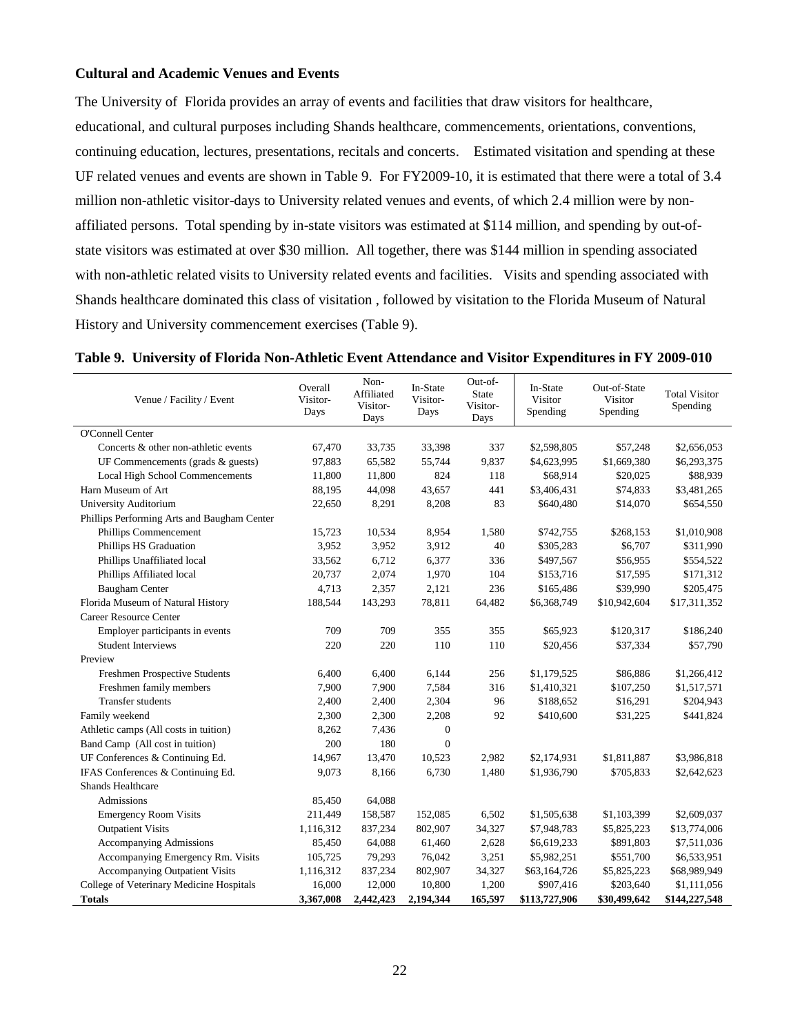### Cultural and Academic Venues and Events

The University of Florida provides an array of events and facilities that draw visitors for healthcare, educational, and cultural purposes including Shands healthcare, commencements, orientations, conventions, continuing education, lectures, presentations, recitals and concerts. Estimated visitation and spending at these UF related venues and events are shown in Table 9. For FY2009-10, it is estimated that there were a total of 3.4 million non-athletic visitor-days to University related venues and events, of which 2.4 million were by non-affiliated persons. Total spending by in-state visitors was estimated at $114 million, and spending by out-of-state visitors was estimated at over $30 million. All together, there was $144 million in spending associated with non-athletic related visits to University related events and facilities. Visits and spending associated with Shands healthcare dominated this class of visitation , followed by visitation to the Florida Museum of Natural History and University commencement exercises (Table 9).

**Table 9. University of Florida Non-Athletic Event Attendance and Visitor Expenditures in FY 2009-010**

| Venue / Facility / Event | Overall Visitor-Days | Non-Affiliated Visitor-Days | In-State Visitor-Days | Out-of-State Visitor-Days | In-State Visitor Spending | Out-of-State Visitor Spending | Total Visitor Spending |
|---|---|---|---|---|---|---|---|
| O'Connell Center | | | | | | | |
| Concerts & other non-athletic events | 67,470 | 33,735 | 33,398 | 337 | $2,598,805 | $57,248 | $2,656,053 |
| UF Commencements (grads & guests) | 97,883 | 65,582 | 55,744 | 9,837 | $4,623,995 | $1,669,380 | $6,293,375 |
| Local High School Commencements | 11,800 | 11,800 | 824 | 118 | $68,914 | $20,025 | $88,939 |
| Harn Museum of Art | 88,195 | 44,098 | 43,657 | 441 | $3,406,431 | $74,833 | $3,481,265 |
| University Auditorium | 22,650 | 8,291 | 8,208 | 83 | $640,480 | $14,070 | $654,550 |
| Phillips Performing Arts and Baugham Center | | | | | | | |
| Phillips Commencement | 15,723 | 10,534 | 8,954 | 1,580 | $742,755 | $268,153 | $1,010,908 |
| Phillips HS Graduation | 3,952 | 3,952 | 3,912 | 40 | $305,283 | $6,707 | $311,990 |
| Phillips Unaffiliated local | 33,562 | 6,712 | 6,377 | 336 | $497,567 | $56,955 | $554,522 |
| Phillips Affiliated local | 20,737 | 2,074 | 1,970 | 104 | $153,716 | $17,595 | $171,312 |
| Baugham Center | 4,713 | 2,357 | 2,121 | 236 | $165,486 | $39,990 | $205,475 |
| Florida Museum of Natural History | 188,544 | 143,293 | 78,811 | 64,482 | $6,368,749 | $10,942,604 | $17,311,352 |
| Career Resource Center | | | | | | | |
| Employer participants in events | 709 | 709 | 355 | 355 | $65,923 | $120,317 | $186,240 |
| Student Interviews | 220 | 220 | 110 | 110 | $20,456 | $37,334 | $57,790 |
| Preview | | | | | | | |
| Freshmen Prospective Students | 6,400 | 6,400 | 6,144 | 256 | $1,179,525 | $86,886 | $1,266,412 |
| Freshmen family members | 7,900 | 7,900 | 7,584 | 316 | $1,410,321 | $107,250 | $1,517,571 |
| Transfer students | 2,400 | 2,400 | 2,304 | 96 | $188,652 | $16,291 | $204,943 |
| Family weekend | 2,300 | 2,300 | 2,208 | 92 | $410,600 | $31,225 | $441,824 |
| Athletic camps (All costs in tuition) | 8,262 | 7,436 | 0 | | | | |
| Band Camp (All cost in tuition) | 200 | 180 | 0 | | | | |
| UF Conferences & Continuing Ed. | 14,967 | 13,470 | 10,523 | 2,982 | $2,174,931 | $1,811,887 | $3,986,818 |
| IFAS Conferences & Continuing Ed. | 9,073 | 8,166 | 6,730 | 1,480 | $1,936,790 | $705,833 | $2,642,623 |
| Shands Healthcare | | | | | | | |
| Admissions | 85,450 | 64,088 | | | | | |
| Emergency Room Visits | 211,449 | 158,587 | 152,085 | 6,502 | $1,505,638 | $1,103,399 | $2,609,037 |
| Outpatient Visits | 1,116,312 | 837,234 | 802,907 | 34,327 | $7,948,783 | $5,825,223 | $13,774,006 |
| Accompanying Admissions | 85,450 | 64,088 | 61,460 | 2,628 | $6,619,233 | $891,803 | $7,511,036 |
| Accompanying Emergency Rm. Visits | 105,725 | 79,293 | 76,042 | 3,251 | $5,982,251 | $551,700 | $6,533,951 |
| Accompanying Outpatient Visits | 1,116,312 | 837,234 | 802,907 | 34,327 | $63,164,726 | $5,825,223 | $68,989,949 |
| College of Veterinary Medicine Hospitals | 16,000 | 12,000 | 10,800 | 1,200 | $907,416 | $203,640 | $1,111,056 |
| **Totals** | **3,367,008** | **2,442,423** | **2,194,344** | **165,597** | **$113,727,906** | **$30,499,642** | **$144,227,548** |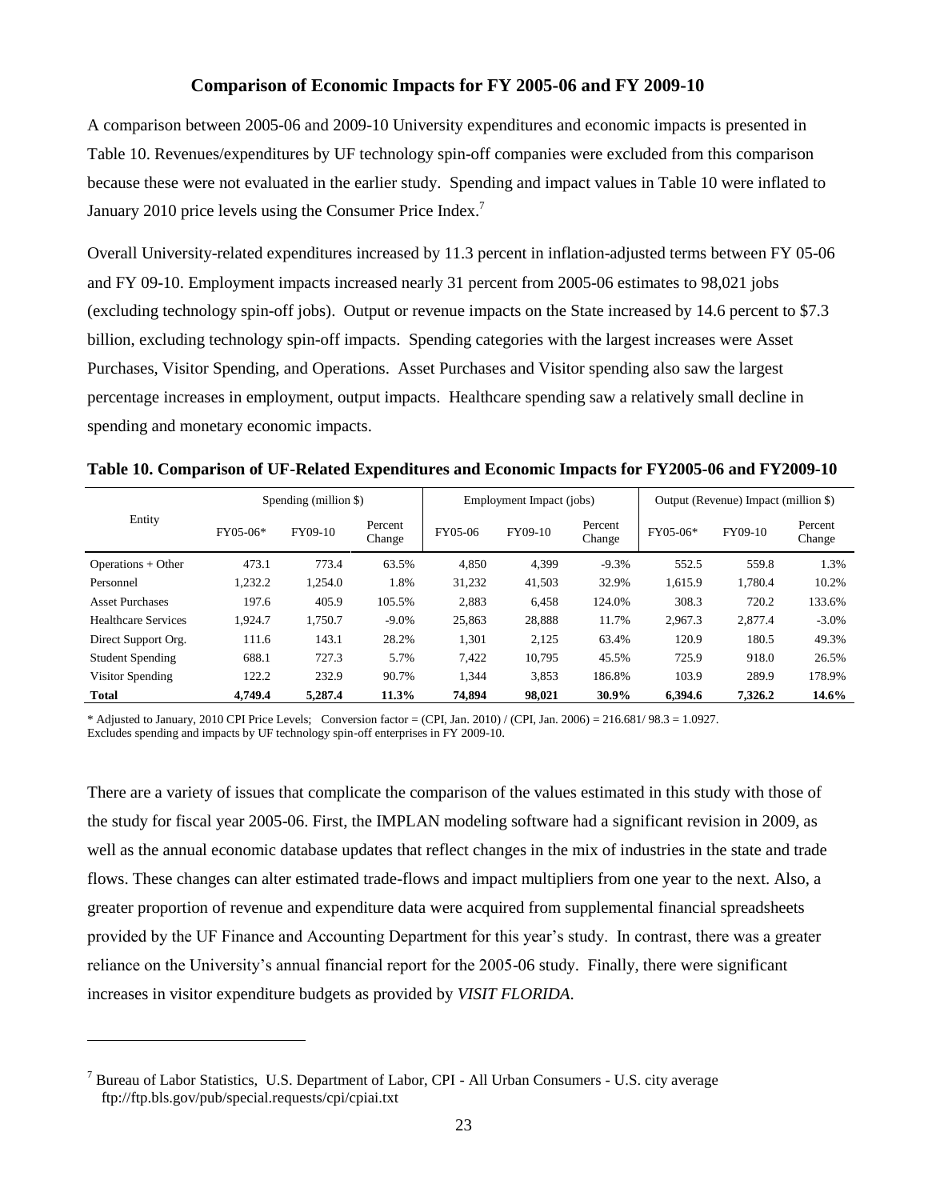## Comparison of Economic Impacts for FY 2005-06 and FY 2009-10

A comparison between 2005-06 and 2009-10 University expenditures and economic impacts is presented in Table 10. Revenues/expenditures by UF technology spin-off companies were excluded from this comparison because these were not evaluated in the earlier study. Spending and impact values in Table 10 were inflated to January 2010 price levels using the Consumer Price Index.[7]

Overall University-related expenditures increased by 11.3 percent in inflation-adjusted terms between FY 05-06 and FY 09-10. Employment impacts increased nearly 31 percent from 2005-06 estimates to 98,021 jobs (excluding technology spin-off jobs). Output or revenue impacts on the State increased by 14.6 percent to $7.3 billion, excluding technology spin-off impacts. Spending categories with the largest increases were Asset Purchases, Visitor Spending, and Operations. Asset Purchases and Visitor spending also saw the largest percentage increases in employment, output impacts. Healthcare spending saw a relatively small decline in spending and monetary economic impacts.

**Table 10. Comparison of UF-Related Expenditures and Economic Impacts for FY2005-06 and FY2009-10**

| Entity | Spending (million $) | | | Employment Impact (jobs) | | | Output (Revenue) Impact (million $) | | |
|---|---|---|---|---|---|---|---|---|---|
| | FY05-06* | FY09-10 | Percent Change | FY05-06 | FY09-10 | Percent Change | FY05-06* | FY09-10 | Percent Change |
| Operations + Other | 473.1 | 773.4 | 63.5% | 4,850 | 4,399 | -9.3% | 552.5 | 559.8 | 1.3% |
| Personnel | 1,232.2 | 1,254.0 | 1.8% | 31,232 | 41,503 | 32.9% | 1,615.9 | 1,780.4 | 10.2% |
| Asset Purchases | 197.6 | 405.9 | 105.5% | 2,883 | 6,458 | 124.0% | 308.3 | 720.2 | 133.6% |
| Healthcare Services | 1,924.7 | 1,750.7 | -9.0% | 25,863 | 28,888 | 11.7% | 2,967.3 | 2,877.4 | -3.0% |
| Direct Support Org. | 111.6 | 143.1 | 28.2% | 1,301 | 2,125 | 63.4% | 120.9 | 180.5 | 49.3% |
| Student Spending | 688.1 | 727.3 | 5.7% | 7,422 | 10,795 | 45.5% | 725.9 | 918.0 | 26.5% |
| Visitor Spending | 122.2 | 232.9 | 90.7% | 1,344 | 3,853 | 186.8% | 103.9 | 289.9 | 178.9% |
| **Total** | **4,749.4** | **5,287.4** | **11.3%** | **74,894** | **98,021** | **30.9%** | **6,394.6** | **7,326.2** | **14.6%** |

\* Adjusted to January, 2010 CPI Price Levels; Conversion factor = (CPI, Jan. 2010) / (CPI, Jan. 2006) = 216.681/ 98.3 = 1.0927.
Excludes spending and impacts by UF technology spin-off enterprises in FY 2009-10.

There are a variety of issues that complicate the comparison of the values estimated in this study with those of the study for fiscal year 2005-06. First, the IMPLAN modeling software had a significant revision in 2009, as well as the annual economic database updates that reflect changes in the mix of industries in the state and trade flows. These changes can alter estimated trade-flows and impact multipliers from one year to the next. Also, a greater proportion of revenue and expenditure data were acquired from supplemental financial spreadsheets provided by the UF Finance and Accounting Department for this year's study. In contrast, there was a greater reliance on the University's annual financial report for the 2005-06 study. Finally, there were significant increases in visitor expenditure budgets as provided by *VISIT FLORIDA.*

[7] Bureau of Labor Statistics, U.S. Department of Labor, CPI - All Urban Consumers - U.S. city average ftp://ftp.bls.gov/pub/special.requests/cpi/cpiai.txt